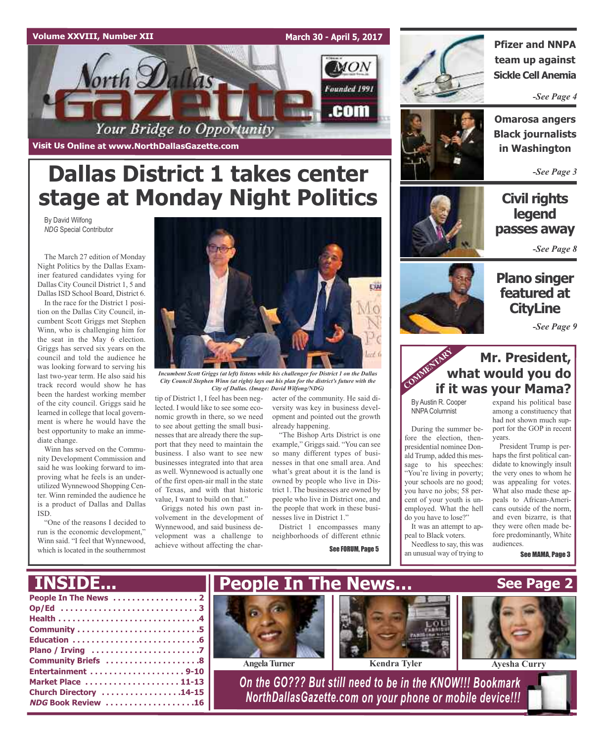Visit Us Online at www.NorthDallasGazette.com

# Dallas District 1 takes center stage at Monday Night Politics

By David Wilfong
*NDG* Special Contributor

The March 27 edition of Monday Night Politics by the Dallas Examiner featured candidates vying for Dallas City Council District 1, 5 and Dallas ISD School Board, District 6.

In the race for the District 1 position on the Dallas City Council, incumbent Scott Griggs met Stephen Winn, who is challenging him for the seat in the May 6 election. Griggs has served six years on the council and told the audience he was looking forward to serving his last two-year term. He also said his track record would show he has been the hardest working member of the city council. Griggs said he learned in college that local government is where he would have the best opportunity to make an immediate change.

Winn has served on the Community Development Commission and said he was looking forward to improving what he feels is an underutilized Wynnewood Shopping Center. Winn reminded the audience he is a product of Dallas and Dallas ISD.

"One of the reasons I decided to run is the economic development," Winn said. "I feel that Wynnewood, which is located in the southernmost tip of District 1, I feel has been neglected. I would like to see some economic growth in there, so we need to see about getting the small businesses that are already there the support that they need to maintain the business. I also want to see new businesses integrated into that area as well. Wynnewood is actually one of the first open-air mall in the state of Texas, and with that historic value, I want to build on that."

Griggs noted his own past involvement in the development of Wynnewood, and said business development was a challenge to achieve without affecting the character of the community. He said diversity was key in business development and pointed out the growth already happening.

"The Bishop Arts District is one example," Griggs said. "You can see so many different types of businesses in that one small area. And what's great about it is the land is owned by people who live in District 1. The businesses are owned by people who live in District one, and the people that work in these businesses live in District 1."

District 1 encompasses many neighborhoods of different ethnic

See FORUM, Page 5

*Incumbent Scott Griggs (at left) listens while his challenger for District 1 on the Dallas City Council Stephen Winn (at right) lays out his plan for the district's future with the City of Dallas. (Image: David Wilfong/NDG)*

## Pfizer and NNPA team up against Sickle Cell Anemia

*-See Page 4*

## Omarosa angers Black journalists in Washington

*-See Page 3*

## Civil rights legend passes away

*-See Page 8*

## Plano singer featured at CityLine

*-See Page 9*

COMMENTARY

## Mr. President, what would you do if it was your Mama?

By Austin R. Cooper
NNPA Columnist

During the summer before the election, then-presidential nominee Donald Trump, added this message to his speeches: "You're living in poverty; your schools are no good; you have no jobs; 58 percent of your youth is unemployed. What the hell do you have to lose?"

It was an attempt to appeal to Black voters.

Needless to say, this was an unusual way of trying to expand his political base among a constituency that had not shown much support for the GOP in recent years.

President Trump is perhaps the first political candidate to knowingly insult the very ones to whom he was appealing for votes. What also made these appeals to African-Americans outside of the norm, and even bizarre, is that they were often made before predominantly, White audiences.

See MAMA, Page 3

## INSIDE...

- People In The News .................. 2
- Op/Ed ........................... 3
- Health ........................... 4
- Community ....................... 5
- Education ......................... 6
- Plano / Irving ...................... 7
- Community Briefs .................. 8
- Entertainment ................... 9-10
- Market Place .................. 11-13
- Church Directory ............... 14-15
- *NDG* Book Review ................. 16

## People In The News... See Page 2

Angela Turner | Kendra Tyler | Ayesha Curry

*On the GO??? But still need to be in the KNOW!!! Bookmark NorthDallasGazette.com on your phone or mobile device!!!*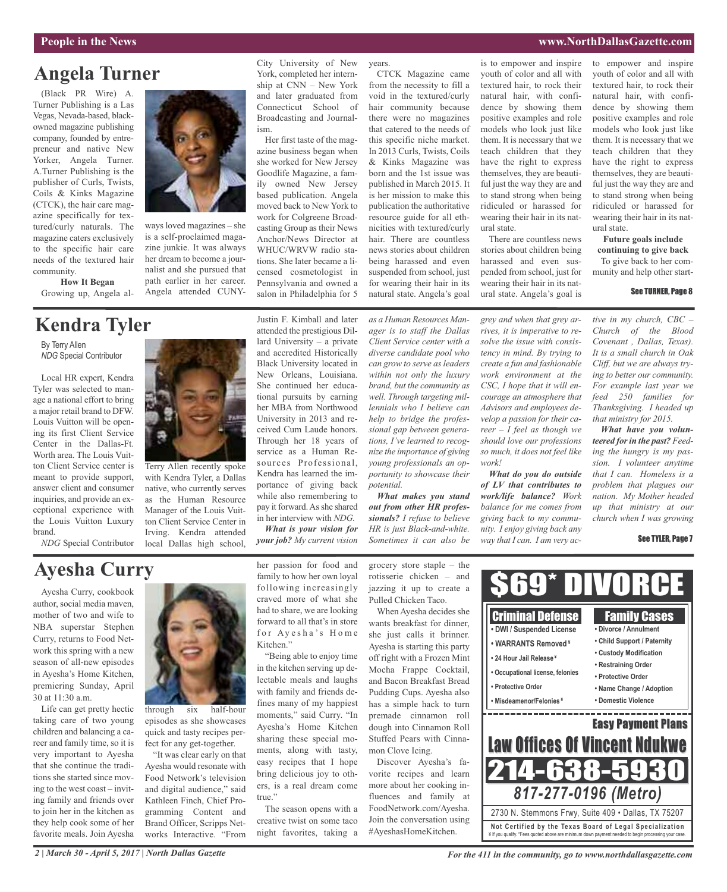## Angela Turner

(Black PR Wire) A. Turner Publishing is a Las Vegas, Nevada-based, black-owned magazine publishing company, founded by entrepreneur and native New Yorker, Angela Turner. A.Turner Publishing is the publisher of Curls, Twists, Coils & Kinks Magazine (CTCK), the hair care magazine specifically for textured/curly naturals. The magazine caters exclusively to the specific hair care needs of the textured hair community.

**How It Began**

Growing up, Angela always loved magazines – she is a self-proclaimed magazine junkie. It was always her dream to become a journalist and she pursued that path earlier in her career. Angela attended CUNY-City University of New York, completed her internship at CNN – New York and later graduated from Connecticut School of Broadcasting and Journalism.

Her first taste of the magazine business began when she worked for New Jersey Goodlife Magazine, a family owned New Jersey based publication. Angela moved back to New York to work for Colgreene Broadcasting Group as their News Anchor/News Director at WHUC/WRVW radio stations. She later became a licensed cosmetologist in Pennsylvania and owned a salon in Philadelphia for 5 years.

CTCK Magazine came from the necessity to fill a void in the textured/curly hair community because there were no magazines that catered to the needs of this specific niche market. In 2013 Curls, Twists, Coils & Kinks Magazine was born and the 1st issue was published in March 2015. It is her mission to make this publication the authoritative resource guide for all ethnicities with textured/curly hair. There are countless news stories about children being harassed and even suspended from school, just for wearing their hair in its natural state. Angela's goal is to empower and inspire youth of color and all with textured hair, to rock their natural hair, with confidence by showing them positive examples and role models who look just like them. It is necessary that we teach children that they have the right to express themselves, they are beautiful just the way they are and to stand strong when being ridiculed or harassed for wearing their hair in its natural state.

There are countless news stories about children being harassed and even suspended from school, just for wearing their hair in its natural state. Angela's goal is to empower and inspire youth of color and all with textured hair, to rock their natural hair, with confidence by showing them positive examples and role models who look just like them. It is necessary that we teach children that they have the right to express themselves, they are beautiful just the way they are and to stand strong when being ridiculed or harassed for wearing their hair in its natural state.

**Future goals include continuing to give back**

To give back to her community and help other start-

See TURNER, Page 8

## Kendra Tyler

By Terry Allen
*NDG* Special Contributor

Local HR expert, Kendra Tyler was selected to manage a national effort to bring a major retail brand to DFW. Louis Vuitton will be opening its first Client Service Center in the Dallas-Ft. Worth area. The Louis Vuitton Client Service center is meant to provide support, answer client and consumer inquiries, and provide an exceptional experience with the Louis Vuitton Luxury brand.

*NDG* Special Contributor Terry Allen recently spoke with Kendra Tyler, a Dallas native, who currently serves as the Human Resource Manager of the Louis Vuitton Client Service Center in Irving. Kendra attended local Dallas high school, Justin F. Kimball and later attended the prestigious Dillard University – a private and accredited Historically Black University located in New Orleans, Louisiana. She continued her educational pursuits by earning her MBA from Northwood University in 2013 and received Cum Laude honors. Through her 18 years of service as a Human Resources Professional, Kendra has learned the importance of giving back while also remembering to pay it forward. As she shared in her interview with *NDG*.

***What is your vision for your job?*** *My current vision as a Human Resources Manager is to staff the Dallas Client Service center with a diverse candidate pool who can grow to serve as leaders within not only the luxury brand, but the community as well. Through targeting millennials who I believe can help to bridge the professional gap between generations, I've learned to recognize the importance of giving young professionals an opportunity to showcase their potential.*

***What makes you stand out from other HR professionals?*** *I refuse to believe HR is just Black-and-white. Sometimes it can also be grey and when that grey arrives, it is imperative to resolve the issue with consistency in mind. By trying to create a fun and fashionable work environment at the CSC, I hope that it will encourage an atmosphere that Advisors and employees develop a passion for their career – I feel as though we should love our professions so much, it does not feel like work!*

***What do you do outside of LV that contributes to work/life balance?*** *Work balance for me comes from giving back to my community. I enjoy giving back any way that I can. I am very active in my church, CBC – Church of the Blood Covenant , Dallas, Texas). It is a small church in Oak Cliff, but we are always trying to better our community. For example last year we feed 250 families for Thanksgiving. I headed up that ministry for 2015.*

***What have you volunteered for in the past?*** *Feeding the hungry is my passion. I volunteer anytime that I can. Homeless is a problem that plagues our nation. My Mother headed up that ministry at our church when I was growing*

See TYLER, Page 7

## Ayesha Curry

Ayesha Curry, cookbook author, social media maven, mother of two and wife to NBA superstar Stephen Curry, returns to Food Network this spring with a new season of all-new episodes in Ayesha's Home Kitchen, premiering Sunday, April 30 at 11:30 a.m.

Life can get pretty hectic taking care of two young children and balancing a career and family time, so it is very important to Ayesha that she continue the traditions she started since moving to the west coast – inviting family and friends over to join her in the kitchen as they help cook some of her favorite meals. Join Ayesha through six half-hour episodes as she showcases quick and tasty recipes perfect for any get-together.

"It was clear early on that Ayesha would resonate with Food Network's television and digital audience," said Kathleen Finch, Chief Programming Content and Brand Officer, Scripps Networks Interactive. "From her passion for food and family to how her own loyal following increasingly craved more of what she had to share, we are looking forward to all that's in store for Ayesha's Home Kitchen."

"Being able to enjoy time in the kitchen serving up delectable meals and laughs with family and friends defines many of my happiest moments," said Curry. "In Ayesha's Home Kitchen sharing these special moments, along with tasty, easy recipes that I hope bring delicious joy to others, is a real dream come true."

The season opens with a creative twist on some taco night favorites, taking a grocery store staple – the rotisserie chicken – and jazzing it up to create a Pulled Chicken Taco.

When Ayesha decides she wants breakfast for dinner, she just calls it brinner. Ayesha is starting this party off right with a Frozen Mint Mocha Frappe Cocktail, and Bacon Breakfast Bread Pudding Cups. Ayesha also has a simple hack to turn premade cinnamon roll dough into Cinnamon Roll Stuffed Pears with Cinnamon Clove Icing.

Discover Ayesha's favorite recipes and learn more about her cooking influences and family at FoodNetwork.com/Ayesha. Join the conversation using #AyeshasHomeKitchen.

---

# $69* DIVORCE

**Criminal Defense**
- DWI / Suspended License
- WARRANTS Removed¥
- 24 Hour Jail Release¥
- Occupational license, felonies
- Protective Order
- Misdeamenor/Felonies¥

**Family Cases**
- Divorce / Annulment
- Child Support / Paternity
- Custody Modification
- Restraining Order
- Protective Order
- Name Change / Adoption
- Domestic Violence

**Easy Payment Plans**

**Law Offices Of Vincent Ndukwe**

**214-638-5930**

***817-277-0196 (Metro)***

2730 N. Stemmons Frwy, Suite 409 • Dallas, TX 75207

**Not Certified by the Texas Board of Legal Specialization**

¥ If you qualify. *Fees quoted above are minimum down payment needed to begin processing your case.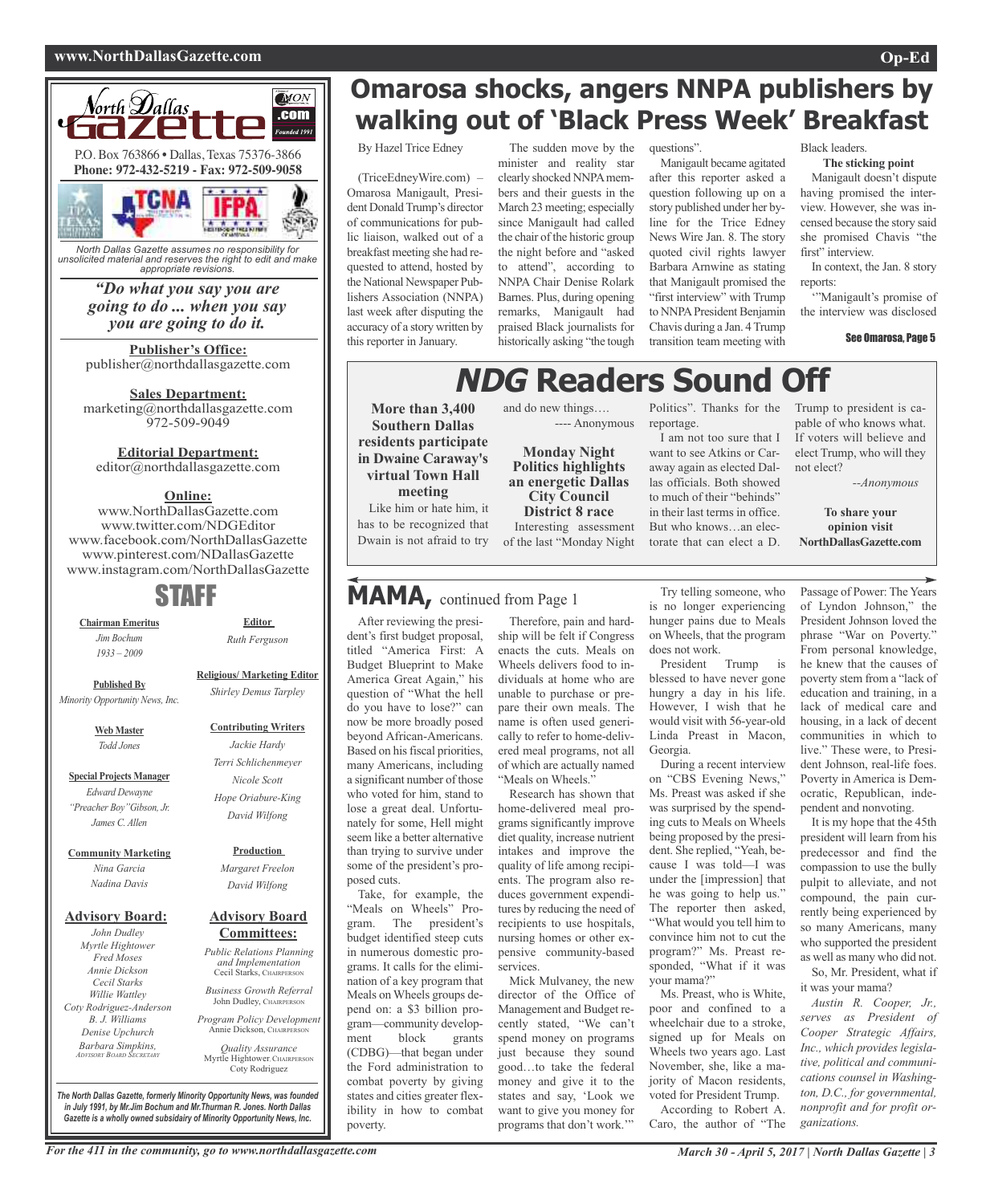# Omarosa shocks, angers NNPA publishers by walking out of 'Black Press Week' Breakfast

By Hazel Trice Edney

(TriceEdneyWire.com) – Omarosa Manigault, President Donald Trump's director of communications for public liaison, walked out of a breakfast meeting she had requested to attend, hosted by the National Newspaper Publishers Association (NNPA) last week after disputing the accuracy of a story written by this reporter in January.

The sudden move by the minister and reality star clearly shocked NNPA members and their guests in the March 23 meeting; especially since Manigault had called the chair of the historic group the night before and "asked to attend", according to NNPA Chair Denise Rolark Barnes. Plus, during opening remarks, Manigault had praised Black journalists for historically asking "the tough questions".

Manigault became agitated after this reporter asked a question following up on a story published under her byline for the Trice Edney News Wire Jan. 8. The story quoted civil rights lawyer Barbara Arnwine as stating that Manigault promised the "first interview" with Trump to NNPA President Benjamin Chavis during a Jan. 4 Trump transition team meeting with Black leaders.

**The sticking point**

Manigault doesn't dispute having promised the interview. However, she was incensed because the story said she promised Chavis "the first" interview.

In context, the Jan. 8 story reports:

'"Manigault's promise of the interview was disclosed

See Omarosa, Page 5

# *NDG* Readers Sound Off

**More than 3,400 Southern Dallas residents participate in Dwaine Caraway's virtual Town Hall meeting**

Like him or hate him, it has to be recognized that Dwain is not afraid to try and do new things….

---- Anonymous

**Monday Night Politics highlights an energetic Dallas City Council District 8 race**

Interesting assessment of the last "Monday Night Politics". Thanks for the reportage.

I am not too sure that I want to see Atkins or Caraway again as elected Dallas officials. Both showed to much of their "behinds" in their last terms in office. But who knows…an electorate that can elect a D. Trump to president is capable of who knows what. If voters will believe and elect Trump, who will they not elect?

*--Anonymous*

**To share your opinion visit NorthDallasGazette.com**

## MAMA, continued from Page 1

After reviewing the president's first budget proposal, titled "America First: A Budget Blueprint to Make America Great Again," his question of "What the hell do you have to lose?" can now be more broadly posed beyond African-Americans. Based on his fiscal priorities, many Americans, including a significant number of those who voted for him, stand to lose a great deal. Unfortunately for some, Hell might seem like a better alternative than trying to survive under some of the president's proposed cuts.

Take, for example, the "Meals on Wheels" Program. The president's budget identified steep cuts in numerous domestic programs. It calls for the elimination of a key program that Meals on Wheels groups depend on: a $3 billion program—community development block grants (CDBG)—that began under the Ford administration to combat poverty by giving states and cities greater flexibility in how to combat poverty.

Therefore, pain and hardship will be felt if Congress enacts the cuts. Meals on Wheels delivers food to individuals at home who are unable to purchase or prepare their own meals. The name is often used generically to refer to home-delivered meal programs, not all of which are actually named "Meals on Wheels."

Research has shown that home-delivered meal programs significantly improve diet quality, increase nutrient intakes and improve the quality of life among recipients. The program also reduces government expenditures by reducing the need of recipients to use hospitals, nursing homes or other expensive community-based services.

Mick Mulvaney, the new director of the Office of Management and Budget recently stated, "We can't spend money on programs just because they sound good…to take the federal money and give it to the states and say, 'Look we want to give you money for programs that don't work.'"

Try telling someone, who is no longer experiencing hunger pains due to Meals on Wheels, that the program does not work.

President Trump is blessed to have never gone hungry a day in his life. However, I wish that he would visit with 56-year-old Linda Preast in Macon, Georgia.

During a recent interview on "CBS Evening News," Ms. Preast was asked if she was surprised by the spending cuts to Meals on Wheels being proposed by the president. She replied, "Yeah, because I was told—I was under the [impression] that he was going to help us." The reporter then asked, "What would you tell him to convince him not to cut the program?" Ms. Preast responded, "What if it was your mama?"

Ms. Preast, who is White, poor and confined to a wheelchair due to a stroke, signed up for Meals on Wheels two years ago. Last November, she, like a majority of Macon residents, voted for President Trump.

According to Robert A. Caro, the author of "The Passage of Power: The Years of Lyndon Johnson," the President Johnson loved the phrase "War on Poverty." From personal knowledge, he knew that the causes of poverty stem from a "lack of education and training, in a lack of medical care and housing, in a lack of decent communities in which to live." These were, to President Johnson, real-life foes. Poverty in America is Democratic, Republican, independent and nonvoting.

It is my hope that the 45th president will learn from his predecessor and find the compassion to use the bully pulpit to alleviate, and not compound, the pain currently being experienced by so many Americans, many who supported the president as well as many who did not.

So, Mr. President, what if it was your mama?

*Austin R. Cooper, Jr., serves as President of Cooper Strategic Affairs, Inc., which provides legislative, political and communications counsel in Washington, D.C., for governmental, nonprofit and for profit organizations.*

---

**North Dallas Gazette** — Founded 1991

P.O. Box 763866 • Dallas, Texas 75376-3866

**Phone: 972-432-5219 - Fax: 972-509-9058**

*North Dallas Gazette assumes no responsibility for unsolicited material and reserves the right to edit and make appropriate revisions.*

***"Do what you say you are going to do ... when you say you are going to do it.***

**Publisher's Office:**
publisher@northdallasgazette.com

**Sales Department:**
marketing@northdallasgazette.com
972-509-9049

**Editorial Department:**
editor@northdallasgazette.com

**Online:**
www.NorthDallasGazette.com
www.twitter.com/NDGEditor
www.facebook.com/NorthDallasGazette
www.pinterest.com/NDallasGazette
www.instagram.com/NorthDallasGazette

## STAFF

**Chairman Emeritus**
*Jim Bochum*
*1933 – 2009*

**Published By**
*Minority Opportunity News, Inc.*

**Web Master**
*Todd Jones*

**Special Projects Manager**
*Edward Dewayne "Preacher Boy" Gibson, Jr.*
*James C. Allen*

**Community Marketing**
*Nina Garcia*
*Nadina Davis*

**Advisory Board:**
*John Dudley*
*Myrtle Hightower*
*Fred Moses*
*Annie Dickson*
*Cecil Starks*
*Willie Wattley*
*Coty Rodriguez-Anderson*
*B. J. Williams*
*Denise Upchurch*
*Barbara Simpkins, Advisory Board Secretary*

**Editor**
*Ruth Ferguson*

**Religious/ Marketing Editor**
*Shirley Demus Tarpley*

**Contributing Writers**
*Jackie Hardy*
*Terri Schlichenmeyer*
*Nicole Scott*
*Hope Oriabure-King*
*David Wilfong*

**Production**
*Margaret Freelon*
*David Wilfong*

**Advisory Board Committees:**

*Public Relations Planning and Implementation*
Cecil Starks, Chairperson

*Business Growth Referral*
John Dudley, Chairperson

*Program Policy Development*
Annie Dickson, Chairperson

*Quality Assurance*
Myrtle Hightower, Chairperson
Coty Rodriguez

***The North Dallas Gazette, formerly Minority Opportunity News, was founded in July 1991, by Mr.Jim Bochum and Mr.Thurman R. Jones. North Dallas Gazette is a wholly owned subsidairy of Minority Opportunity News, Inc.***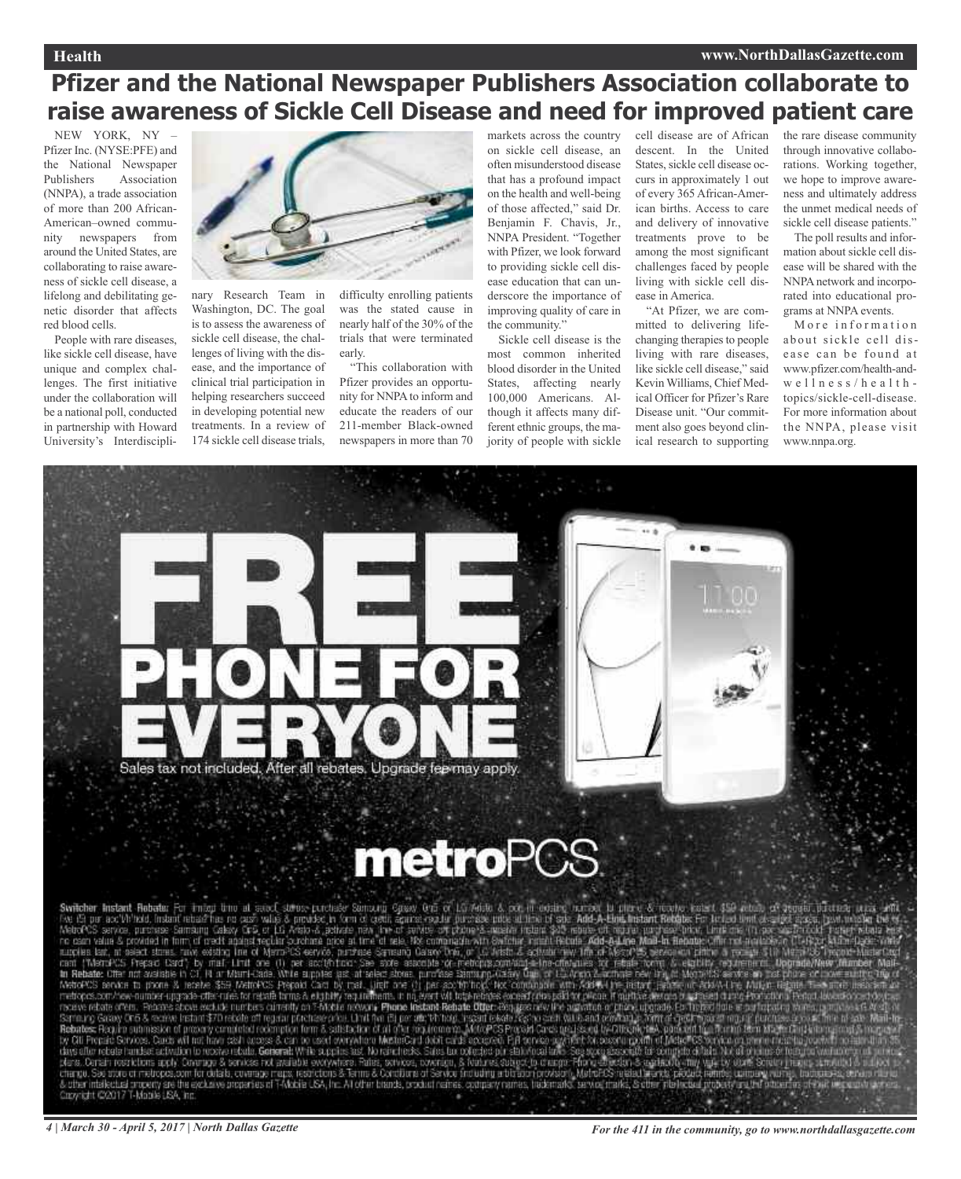# Pfizer and the National Newspaper Publishers Association collaborate to raise awareness of Sickle Cell Disease and need for improved patient care

NEW YORK, NY – Pfizer Inc. (NYSE:PFE) and the National Newspaper Publishers Association (NNPA), a trade association of more than 200 African-American–owned community newspapers from around the United States, are collaborating to raise awareness of sickle cell disease, a lifelong and debilitating genetic disorder that affects red blood cells.

People with rare diseases, like sickle cell disease, have unique and complex challenges. The first initiative under the collaboration will be a national poll, conducted in partnership with Howard University's Interdisciplinary Research Team in Washington, DC. The goal is to assess the awareness of sickle cell disease, the challenges of living with the disease, and the importance of clinical trial participation in helping researchers succeed in developing potential new treatments. In a review of 174 sickle cell disease trials, difficulty enrolling patients was the stated cause in nearly half of the 30% of the trials that were terminated early.

"This collaboration with Pfizer provides an opportunity for NNPA to inform and educate the readers of our 211-member Black-owned newspapers in more than 70 markets across the country on sickle cell disease, an often misunderstood disease that has a profound impact on the health and well-being of those affected," said Dr. Benjamin F. Chavis, Jr., NNPA President. "Together with Pfizer, we look forward to providing sickle cell disease education that can underscore the importance of improving quality of care in the community."

Sickle cell disease is the most common inherited blood disorder in the United States, affecting nearly 100,000 Americans. Although it affects many different ethnic groups, the majority of people with sickle cell disease are of African descent. In the United States, sickle cell disease occurs in approximately 1 out of every 365 African-American births. Access to care and delivery of innovative treatments prove to be among the most significant challenges faced by people living with sickle cell disease in America.

"At Pfizer, we are committed to delivering life-changing therapies to people living with rare diseases, like sickle cell disease," said Kevin Williams, Chief Medical Officer for Pfizer's Rare Disease unit. "Our commitment also goes beyond clinical research to supporting the rare disease community through innovative collaborations. Working together, we hope to improve awareness and ultimately address the unmet medical needs of sickle cell disease patients."

The poll results and information about sickle cell disease will be shared with the NNPA network and incorporated into educational programs at NNPA events.

More information about sickle cell disease can be found at www.pfizer.com/health-and-wellness/health-topics/sickle-cell-disease. For more information about the NNPA, please visit www.nnpa.org.

FREE PHONE FOR EVERYONE

Sales tax not included. After all rebates. Upgrade fee may apply.

metroPCS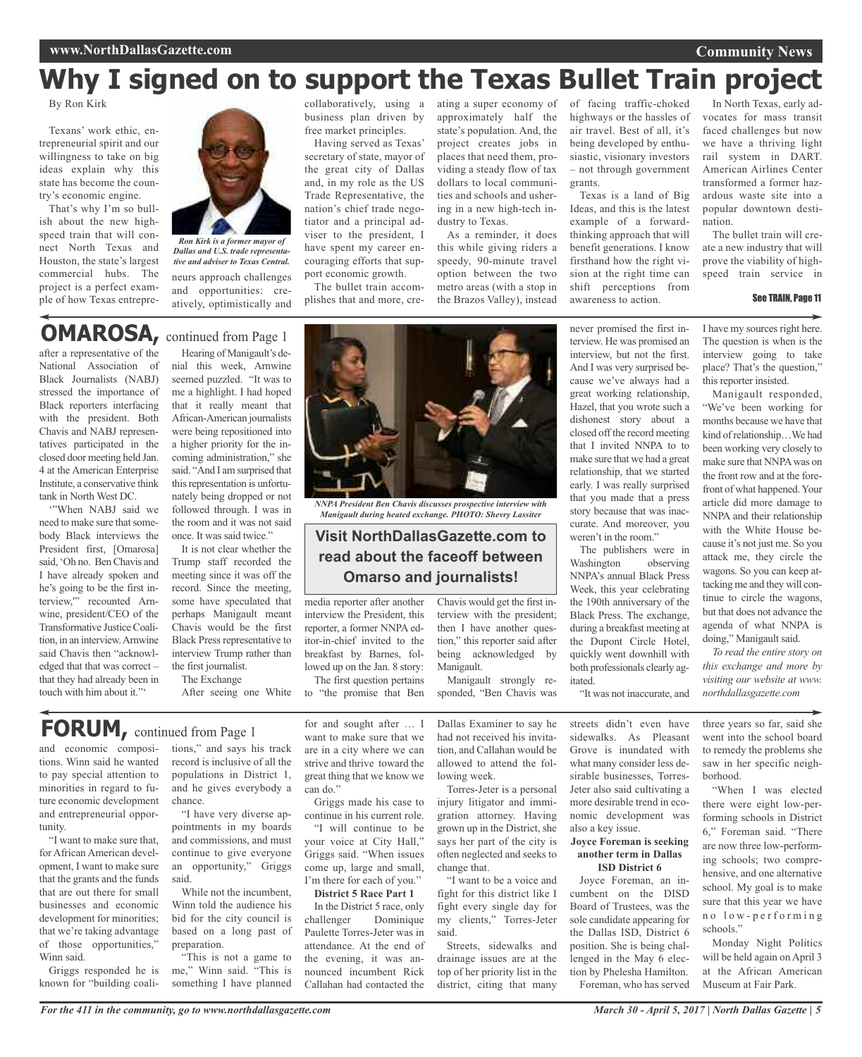# Why I signed on to support the Texas Bullet Train project

By Ron Kirk

Texans' work ethic, entrepreneurial spirit and our willingness to take on big ideas explain why this state has become the country's economic engine.

That's why I'm so bullish about the new high-speed train that will connect North Texas and Houston, the state's largest commercial hubs. The project is a perfect example of how Texas entrepreneurs approach challenges and opportunities: creatively, optimistically and collaboratively, using a business plan driven by free market principles.

*Ron Kirk is a former mayor of Dallas and U.S. trade representative and adviser to Texas Central.*

Having served as Texas' secretary of state, mayor of the great city of Dallas and, in my role as the US Trade Representative, the nation's chief trade negotiator and a principal adviser to the president, I have spent my career encouraging efforts that support economic growth.

The bullet train accomplishes that and more, creating a super economy of approximately half the state's population. And, the project creates jobs in places that need them, providing a steady flow of tax dollars to local communities and schools and ushering in a new high-tech industry to Texas.

As a reminder, it does this while giving riders a speedy, 90-minute travel option between the two metro areas (with a stop in the Brazos Valley), instead of facing traffic-choked highways or the hassles of air travel. Best of all, it's being developed by enthusiastic, visionary investors – not through government grants.

Texas is a land of Big Ideas, and this is the latest example of a forward-thinking approach that will benefit generations. I know firsthand how the right vision at the right time can shift perceptions from awareness to action.

In North Texas, early advocates for mass transit faced challenges but now we have a thriving light rail system in DART. American Airlines Center transformed a former hazardous waste site into a popular downtown destination.

The bullet train will create a new industry that will prove the viability of high-speed train service in

**See TRAIN, Page 11**

## OMAROSA, continued from Page 1

after a representative of the National Association of Black Journalists (NABJ) stressed the importance of Black reporters interfacing with the president. Both Chavis and NABJ representatives participated in the closed door meeting held Jan. 4 at the American Enterprise Institute, a conservative think tank in North West DC.

'"When NABJ said we need to make sure that somebody Black interviews the President first, [Omarosa] said, 'Oh no. Ben Chavis and I have already spoken and he's going to be the first interview,"' recounted Arnwine, president/CEO of the Transformative Justice Coalition, in an interview. Arnwine said Chavis then "acknowledged that that was correct – that they had already been in touch with him about it."'

Hearing of Manigault's denial this week, Arnwine seemed puzzled. "It was to me a highlight. I had hoped that it really meant that African-American journalists were being repositioned into a higher priority for the incoming administration," she said. "And I am surprised that this representation is unfortunately being dropped or not followed through. I was in the room and it was not said once. It was said twice."

It is not clear whether the Trump staff recorded the meeting since it was off the record. Since the meeting, some have speculated that perhaps Manigault meant Chavis would be the first Black Press representative to interview Trump rather than the first journalist.

The Exchange

After seeing one White media reporter after another interview the President, this reporter, a former NNPA editor-in-chief invited to the breakfast by Barnes, followed up on the Jan. 8 story:

*NNPA President Ben Chavis discusses prospective interview with Manigault during heated exchange. PHOTO: Shevry Lassiter*

**Visit NorthDallasGazette.com to read about the faceoff between Omarso and journalists!**

The first question pertains to "the promise that Ben Chavis would get the first interview with the president; then I have another question," this reporter said after being acknowledged by Manigault.

Manigault strongly responded, "Ben Chavis was never promised the first interview. He was promised an interview, but not the first. And I was very surprised because we've always had a great working relationship, Hazel, that you wrote such a dishonest story about a closed off the record meeting that I invited NNPA to to make sure that we had a great relationship, that we started early. I was really surprised that you made that a press story because that was inaccurate. And moreover, you weren't in the room."

The publishers were in Washington observing NNPA's annual Black Press Week, this year celebrating the 190th anniversary of the Black Press. The exchange, during a breakfast meeting at the Dupont Circle Hotel, quickly went downhill with both professionals clearly agitated.

"It was not inaccurate, and I have my sources right here. The question is when is the interview going to take place? That's the question," this reporter insisted.

Manigault responded, "We've been working for months because we have that kind of relationship…We had been working very closely to make sure that NNPA was on the front row and at the forefront of what happened. Your article did more damage to NNPA and their relationship with the White House because it's not just me. So you attack me, they circle the wagons. So you can keep attacking me and they will continue to circle the wagons, but that does not advance the agenda of what NNPA is doing," Manigault said.

*To read the entire story on this exchange and more by visiting our website at www.northdallasgazette.com*

## FORUM, continued from Page 1

and economic compositions. Winn said he wanted to pay special attention to minorities in regard to future economic development and entrepreneurial opportunity.

"I want to make sure that, for African American development, I want to make sure that the grants and the funds that are out there for small businesses and economic development for minorities; that we're taking advantage of those opportunities," Winn said.

Griggs responded he is known for "building coalitions," and says his track record is inclusive of all the populations in District 1, and he gives everybody a chance.

"I have very diverse appointments in my boards and commissions, and must continue to give everyone an opportunity," Griggs said.

While not the incumbent, Winn told the audience his bid for the city council is based on a long past of preparation.

"This is not a game to me," Winn said. "This is something I have planned for and sought after … I want to make sure that we are in a city where we can strive and thrive toward the great thing that we know we can do."

Griggs made his case to continue in his current role.

"I will continue to be your voice at City Hall," Griggs said. "When issues come up, large and small, I'm there for each of you."

**District 5 Race Part 1**

In the District 5 race, only challenger Dominique Paulette Torres-Jeter was in attendance. At the end of the evening, it was announced incumbent Rick Callahan had contacted the Dallas Examiner to say he had not received his invitation, and Callahan would be allowed to attend the following week.

Torres-Jeter is a personal injury litigator and immigration attorney. Having grown up in the District, she says her part of the city is often neglected and seeks to change that.

"I want to be a voice and fight for this district like I fight every single day for my clients," Torres-Jeter said.

Streets, sidewalks and drainage issues are at the top of her priority list in the district, citing that many streets didn't even have sidewalks. As Pleasant Grove is inundated with what many consider less desirable businesses, Torres-Jeter also said cultivating a more desirable trend in economic development was also a key issue.

**Joyce Foreman is seeking another term in Dallas ISD District 6**

Joyce Foreman, an incumbent on the DISD Board of Trustees, was the sole candidate appearing for the Dallas ISD, District 6 position. She is being challenged in the May 6 election by Phelesha Hamilton.

Foreman, who has served three years so far, said she went into the school board to remedy the problems she saw in her specific neighborhood.

"When I was elected there were eight low-performing schools in District 6," Foreman said. "There are now three low-performing schools; two comprehensive, and one alternative school. My goal is to make sure that this year we have no low-performing schools."

Monday Night Politics will be held again on April 3 at the African American Museum at Fair Park.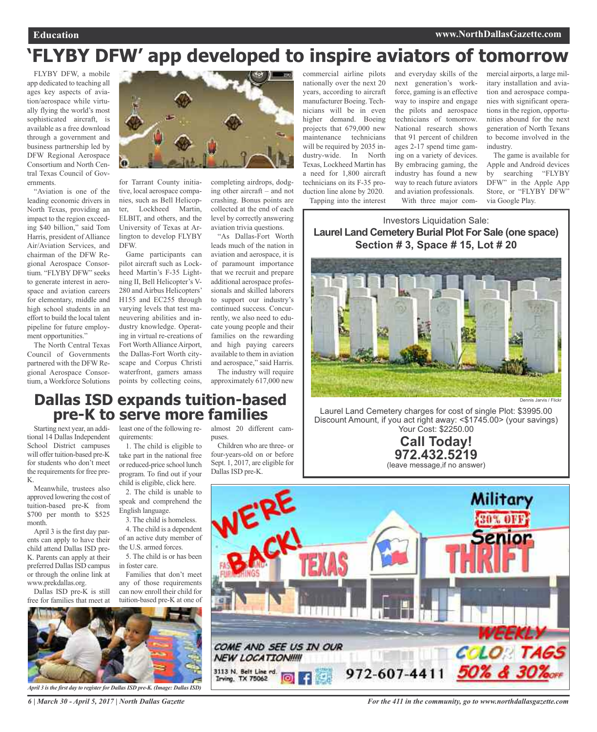# 'FLYBY DFW' app developed to inspire aviators of tomorrow

FLYBY DFW, a mobile app dedicated to teaching all ages key aspects of aviation/aerospace while virtually flying the world's most sophisticated aircraft, is available as a free download through a government and business partnership led by DFW Regional Aerospace Consortium and North Central Texas Council of Governments.

"Aviation is one of the leading economic drivers in North Texas, providing an impact to the region exceeding $40 billion," said Tom Harris, president of Alliance Air/Aviation Services, and chairman of the DFW Regional Aerospace Consortium. "FLYBY DFW" seeks to generate interest in aerospace and aviation careers for elementary, middle and high school students in an effort to build the local talent pipeline for future employment opportunities."

The North Central Texas Council of Governments partnered with the DFW Regional Aerospace Consortium, a Workforce Solutions for Tarrant County initiative, local aerospace companies, such as Bell Helicopter, Lockheed Martin, ELBIT, and others, and the University of Texas at Arlington to develop FLYBY DFW.

Game participants can pilot aircraft such as Lockheed Martin's F-35 Lightning II, Bell Helicopter's V-280 and Airbus Helicopters' H155 and EC255 through varying levels that test maneuvering abilities and industry knowledge. Operating in virtual re-creations of Fort Worth Alliance Airport, the Dallas-Fort Worth cityscape and Corpus Christi waterfront, gamers amass points by collecting coins, completing airdrops, dodging other aircraft – and not crashing. Bonus points are collected at the end of each level by correctly answering aviation trivia questions.

"As Dallas-Fort Worth leads much of the nation in aviation and aerospace, it is of paramount importance that we recruit and prepare additional aerospace professionals and skilled laborers to support our industry's continued success. Concurrently, we also need to educate young people and their families on the rewarding and high paying careers available to them in aviation and aerospace," said Harris.

The industry will require approximately 617,000 new commercial airline pilots nationally over the next 20 years, according to aircraft manufacturer Boeing. Technicians will be in even higher demand. Boeing projects that 679,000 new maintenance technicians will be required by 2035 industry-wide. In North Texas, Lockheed Martin has a need for 1,800 aircraft technicians on its F-35 production line alone by 2020.

Tapping into the interest and everyday skills of the next generation's workforce, gaming is an effective way to inspire and engage the pilots and aerospace technicians of tomorrow. National research shows that 91 percent of children ages 2-17 spend time gaming on a variety of devices. By embracing gaming, the industry has found a new way to reach future aviators and aviation professionals.

With three major commercial airports, a large military installation and aviation and aerospace companies with significant operations in the region, opportunities abound for the next generation of North Texans to become involved in the industry.

The game is available for Apple and Android devices by searching "FLYBY DFW" in the Apple App Store, or "FLYBY DFW" via Google Play.

---

Investors Liquidation Sale:

**Laurel Land Cemetery Burial Plot For Sale (one space)**
**Section # 3, Space # 15, Lot # 20**

Dennis Jarvis / Flickr

Laurel Land Cemetery charges for cost of single Plot: $3995.00
Discount Amount, if you act right away: <$1745.00> (your savings)
Your Cost: $2250.00

**Call Today!**
**972.432.5219**
(leave message,if no answer)

---

# Dallas ISD expands tuition-based pre-K to serve more families

Starting next year, an additional 14 Dallas Independent School District campuses will offer tuition-based pre-K for students who don't meet the requirements for free pre-K.

Meanwhile, trustees also approved lowering the cost of tuition-based pre-K from $700 per month to $525 month.

April 3 is the first day parents can apply to have their child attend Dallas ISD pre-K. Parents can apply at their preferred Dallas ISD campus or through the online link at www.prekdallas.org.

Dallas ISD pre-K is still free for families that meet at least one of the following requirements:

1. The child is eligible to take part in the national free or reduced-price school lunch program. To find out if your child is eligible, click here.
2. The child is unable to speak and comprehend the English language.
3. The child is homeless.
4. The child is a dependent of an active duty member of the U.S. armed forces.
5. The child is or has been in foster care.

Families that don't meet any of those requirements can now enroll their child for tuition-based pre-K at one of almost 20 different campuses.

Children who are three- or four-years-old on or before Sept. 1, 2017, are eligible for Dallas ISD pre-K.

*April 3 is the first day to register for Dallas ISD pre-K. (Image: Dallas ISD)*

---

WE'RE BACK! TEXAS THRIFT

Military Senior 30% OFF

WEEKLY COLOR TAGS 50% & 30% OFF

COME AND SEE US IN OUR NEW LOCATION!!!!!

3113 N. Belt Line rd. Irving, TX 75062

972-607-4411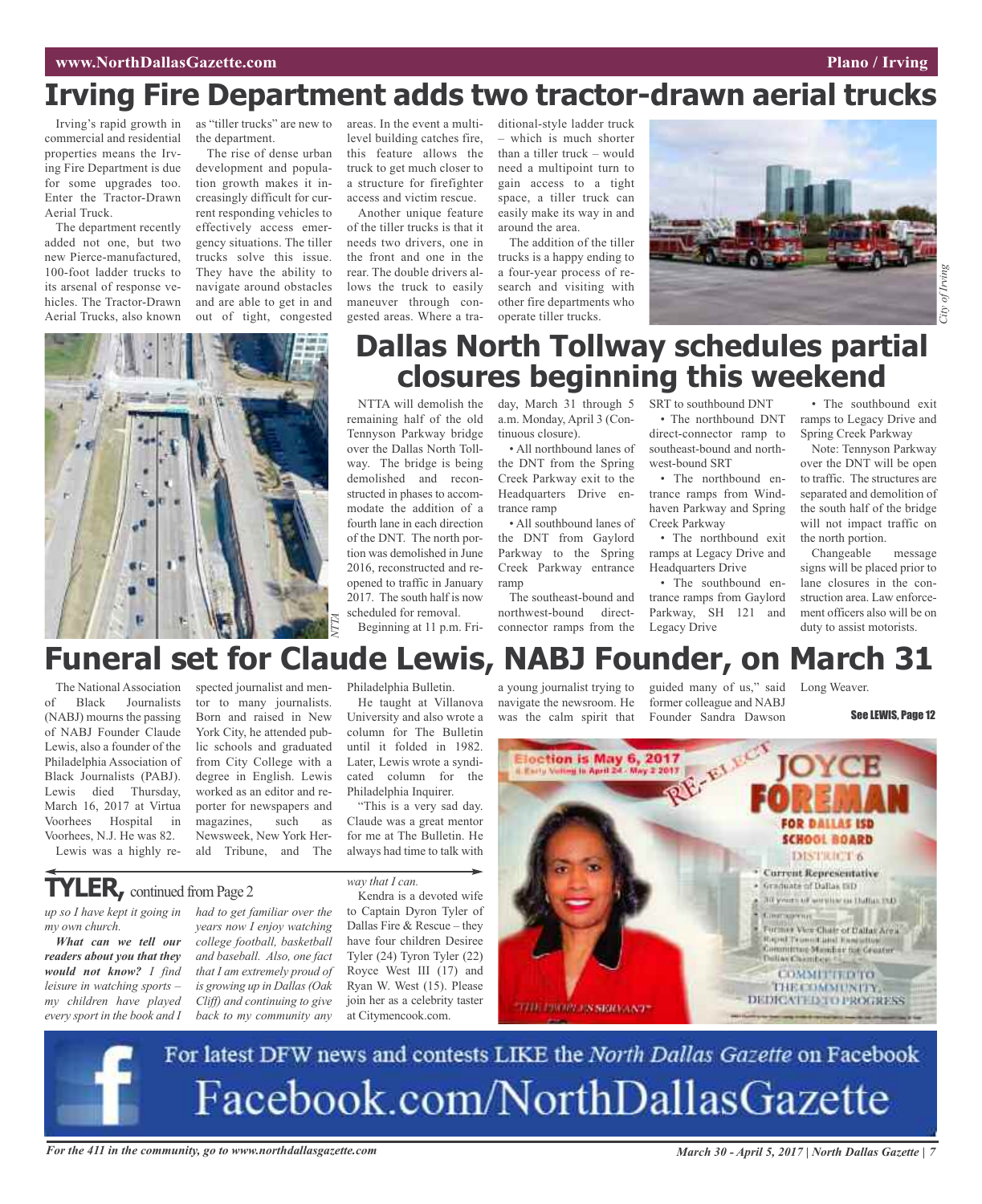# Irving Fire Department adds two tractor-drawn aerial trucks

Irving's rapid growth in commercial and residential properties means the Irving Fire Department is due for some upgrades too. Enter the Tractor-Drawn Aerial Truck.

The department recently added not one, but two new Pierce-manufactured, 100-foot ladder trucks to its arsenal of response vehicles. The Tractor-Drawn Aerial Trucks, also known as "tiller trucks" are new to the department.

The rise of dense urban development and population growth makes it increasingly difficult for current responding vehicles to effectively access emergency situations. The tiller trucks solve this issue. They have the ability to navigate around obstacles and are able to get in and out of tight, congested areas. In the event a multilevel building catches fire, this feature allows the truck to get much closer to a structure for firefighter access and victim rescue.

Another unique feature of the tiller trucks is that it needs two drivers, one in the front and one in the rear. The double drivers allows the truck to easily maneuver through congested areas. Where a traditional-style ladder truck – which is much shorter than a tiller truck – would need a multipoint turn to gain access to a tight space, a tiller truck can easily make its way in and around the area.

The addition of the tiller trucks is a happy ending to a four-year process of research and visiting with other fire departments who operate tiller trucks.

*City of Irving*

# Dallas North Tollway schedules partial closures beginning this weekend

*NTTA*

NTTA will demolish the remaining half of the old Tennyson Parkway bridge over the Dallas North Tollway. The bridge is being demolished and reconstructed in phases to accommodate the addition of a fourth lane in each direction of the DNT. The north portion was demolished in June 2016, reconstructed and reopened to traffic in January 2017. The south half is now scheduled for removal.

Beginning at 11 p.m. Friday, March 31 through 5 a.m. Monday, April 3 (Continuous closure).

- All northbound lanes of the DNT from the Spring Creek Parkway exit to the Headquarters Drive entrance ramp
- All southbound lanes of the DNT from Gaylord Parkway to the Spring Creek Parkway entrance ramp

The southeast-bound and northwest-bound direct-connector ramps from the SRT to southbound DNT

- The northbound DNT direct-connector ramp to southeast-bound and northwest-bound SRT
- The northbound entrance ramps from Windhaven Parkway and Spring Creek Parkway
- The northbound exit ramps at Legacy Drive and Headquarters Drive
- The southbound entrance ramps from Gaylord Parkway, SH 121 and Legacy Drive
- The southbound exit ramps to Legacy Drive and Spring Creek Parkway

Note: Tennyson Parkway over the DNT will be open to traffic. The structures are separated and demolition of the south half of the bridge will not impact traffic on the north portion.

Changeable message signs will be placed prior to lane closures in the construction area. Law enforcement officers also will be on duty to assist motorists.

# Funeral set for Claude Lewis, NABJ Founder, on March 31

The National Association of Black Journalists (NABJ) mourns the passing of NABJ Founder Claude Lewis, also a founder of the Philadelphia Association of Black Journalists (PABJ). Lewis died Thursday, March 16, 2017 at Virtua Voorhees Hospital in Voorhees, N.J. He was 82.

Lewis was a highly respected journalist and mentor to many journalists. Born and raised in New York City, he attended public schools and graduated from City College with a degree in English. Lewis worked as an editor and reporter for newspapers and magazines, such as Newsweek, New York Herald Tribune, and The Philadelphia Bulletin.

He taught at Villanova University and also wrote a column for The Bulletin until it folded in 1982. Later, Lewis wrote a syndicated column for the Philadelphia Inquirer.

"This is a very sad day. Claude was a great mentor for me at The Bulletin. He always had time to talk with a young journalist trying to navigate the newsroom. He was the calm spirit that guided many of us," said former colleague and NABJ Founder Sandra Dawson Long Weaver.

See LEWIS, Page 12

## TYLER, continued from Page 2

*up so I have kept it going in my own church.*

***What can we tell our readers about you that they would not know?*** *I find leisure in watching sports – my children have played every sport in the book and I had to get familiar over the years now I enjoy watching college football, basketball and baseball. Also, one fact that I am extremely proud of is growing up in Dallas (Oak Cliff) and continuing to give back to my community any way that I can.*

Kendra is a devoted wife to Captain Dyron Tyler of Dallas Fire & Rescue – they have four children Desiree Tyler (24) Tyron Tyler (22) Royce West III (17) and Ryan W. West (15). Please join her as a celebrity taster at Citymencook.com.

Election is May 6, 2017
Early Voting is April 24 - May 2 2017

RE-ELECT JOYCE FOREMAN FOR DALLAS ISD SCHOOL BOARD DISTRICT 6

- Current Representative
- Graduate of Dallas ISD
- 30 years of service to Dallas ISD
- Civic activist
- Former Vice Chair of Dallas Area Rapid Transit and Executive Committee Member for Greater Dallas Chamber

COMMITTED TO THE COMMUNITY, DEDICATED TO PROGRESS

"THE PEOPLE'S SERVANT"

For latest DFW news and contests LIKE the *North Dallas Gazette* on Facebook

Facebook.com/NorthDallasGazette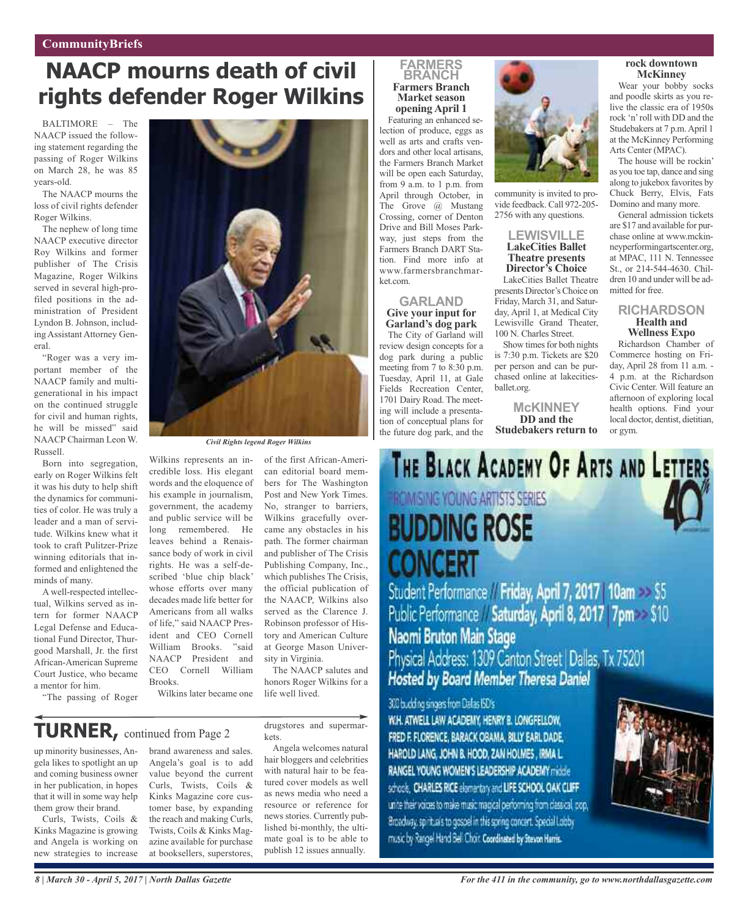# NAACP mourns death of civil rights defender Roger Wilkins

BALTIMORE – The NAACP issued the following statement regarding the passing of Roger Wilkins on March 28, he was 85 years-old.

The NAACP mourns the loss of civil rights defender Roger Wilkins.

The nephew of long time NAACP executive director Roy Wilkins and former publisher of The Crisis Magazine, Roger Wilkins served in several high-profiled positions in the administration of President Lyndon B. Johnson, including Assistant Attorney General.

"Roger was a very important member of the NAACP family and multigenerational in his impact on the continued struggle for civil and human rights, he will be missed" said NAACP Chairman Leon W. Russell.

Born into segregation, early on Roger Wilkins felt it was his duty to help shift the dynamics for communities of color. He was truly a leader and a man of servitude. Wilkins knew what it took to craft Pulitzer-Prize winning editorials that informed and enlightened the minds of many.

A well-respected intellectual, Wilkins served as intern for former NAACP Legal Defense and Educational Fund Director, Thurgood Marshall, Jr. the first African-American Supreme Court Justice, who became a mentor for him.

"The passing of Roger Wilkins represents an incredible loss. His elegant words and the eloquence of his example in journalism, government, the academy and public service will be long remembered. He leaves behind a Renaissance body of work in civil rights. He was a self-described 'blue chip black' whose efforts over many decades made life better for Americans from all walks of life," said NAACP President and CEO Cornell William Brooks. "said NAACP President and CEO Cornell William Brooks.

*Civil Rights legend Roger Wilkins*

Wilkins later became one of the first African-American editorial board members for The Washington Post and New York Times. No, stranger to barriers, Wilkins gracefully overcame any obstacles in his path. The former chairman and publisher of The Crisis Publishing Company, Inc., which publishes The Crisis, the official publication of the NAACP, Wilkins also served as the Clarence J. Robinson professor of History and American Culture at George Mason University in Virginia.

The NAACP salutes and honors Roger Wilkins for a life well lived.

## TURNER, continued from Page 2

up minority businesses, Angela likes to spotlight an up and coming business owner in her publication, in hopes that it will in some way help them grow their brand.

Curls, Twists, Coils & Kinks Magazine is growing and Angela is working on new strategies to increase brand awareness and sales. Angela's goal is to add value beyond the current Curls, Twists, Coils & Kinks Magazine core customer base, by expanding the reach and making Curls, Twists, Coils & Kinks Magazine available for purchase at booksellers, superstores, drugstores and supermarkets.

Angela welcomes natural hair bloggers and celebrities with natural hair to be featured cover models as well as news media who need a resource or reference for news stories. Currently published bi-monthly, the ultimate goal is to be able to publish 12 issues annually.

## FARMERS BRANCH

### Farmers Branch Market season opening April 1

Featuring an enhanced selection of produce, eggs as well as arts and crafts vendors and other local artisans, the Farmers Branch Market will be open each Saturday, from 9 a.m. to 1 p.m. from April through October, in The Grove @ Mustang Crossing, corner of Denton Drive and Bill Moses Parkway, just steps from the Farmers Branch DART Station. Find more info at www.farmersbranchmarket.com.

## GARLAND

### Give your input for Garland's dog park

The City of Garland will review design concepts for a dog park during a public meeting from 7 to 8:30 p.m. Tuesday, April 11, at Gale Fields Recreation Center, 1701 Dairy Road. The meeting will include a presentation of conceptual plans for the future dog park, and the community is invited to provide feedback. Call 972-205-2756 with any questions.

## LEWISVILLE

### LakeCities Ballet Theatre presents Director's Choice

LakeCities Ballet Theatre presents Director's Choice on Friday, March 31, and Saturday, April 1, at Medical City Lewisville Grand Theater, 100 N. Charles Street.

Show times for both nights is 7:30 p.m. Tickets are $20 per person and can be purchased online at lakecitiesballet.org.

## McKINNEY

### DD and the Studebakers return to rock downtown McKinney

Wear your bobby socks and poodle skirts as you relive the classic era of 1950s rock 'n' roll with DD and the Studebakers at 7 p.m. April 1 at the McKinney Performing Arts Center (MPAC).

The house will be rockin' as you toe tap, dance and sing along to jukebox favorites by Chuck Berry, Elvis, Fats Domino and many more.

General admission tickets are $17 and available for purchase online at www.mckinneyperformingartscenter.org, at MPAC, 111 N. Tennessee St., or 214-544-4630. Children 10 and under will be admitted for free.

## RICHARDSON

### Health and Wellness Expo

Richardson Chamber of Commerce hosting on Friday, April 28 from 11 a.m. - 4 p.m. at the Richardson Civic Center. Will feature an afternoon of exploring local health options. Find your local doctor, dentist, dietitian, or gym.

## THE BLACK ACADEMY OF ARTS AND LETTERS

PROMISING YOUNG ARTISTS SERIES

# BUDDING ROSE CONCERT

Student Performance // Friday, April 7, 2017 | 10am >> $5
Public Performance // Saturday, April 8, 2017 | 7pm >> $10

**Naomi Bruton Main Stage**

Physical Address: 1309 Canton Street | Dallas, Tx 75201

***Hosted by Board Member Theresa Daniel***

300 budding singers from Dallas ISD's W.H. ATWELL LAW ACADEMY, HENRY B. LONGFELLOW, FRED F. FLORENCE, BARACK OBAMA, BILLY EARL DADE, HAROLD LANG, JOHN B. HOOD, ZAN HOLMES, IRMA L. RANGEL YOUNG WOMEN'S LEADERSHIP ACADEMY middle school, CHARLES RICE elementary and LIFE SCHOOL OAK CLIFF unite their voices to make music magical performing from classical, pop, Broadway, spirituals to gospel in this spring concert. Special Lobby music by Rangel Hand Bell Choir. **Coordinated by Stevon Harris.**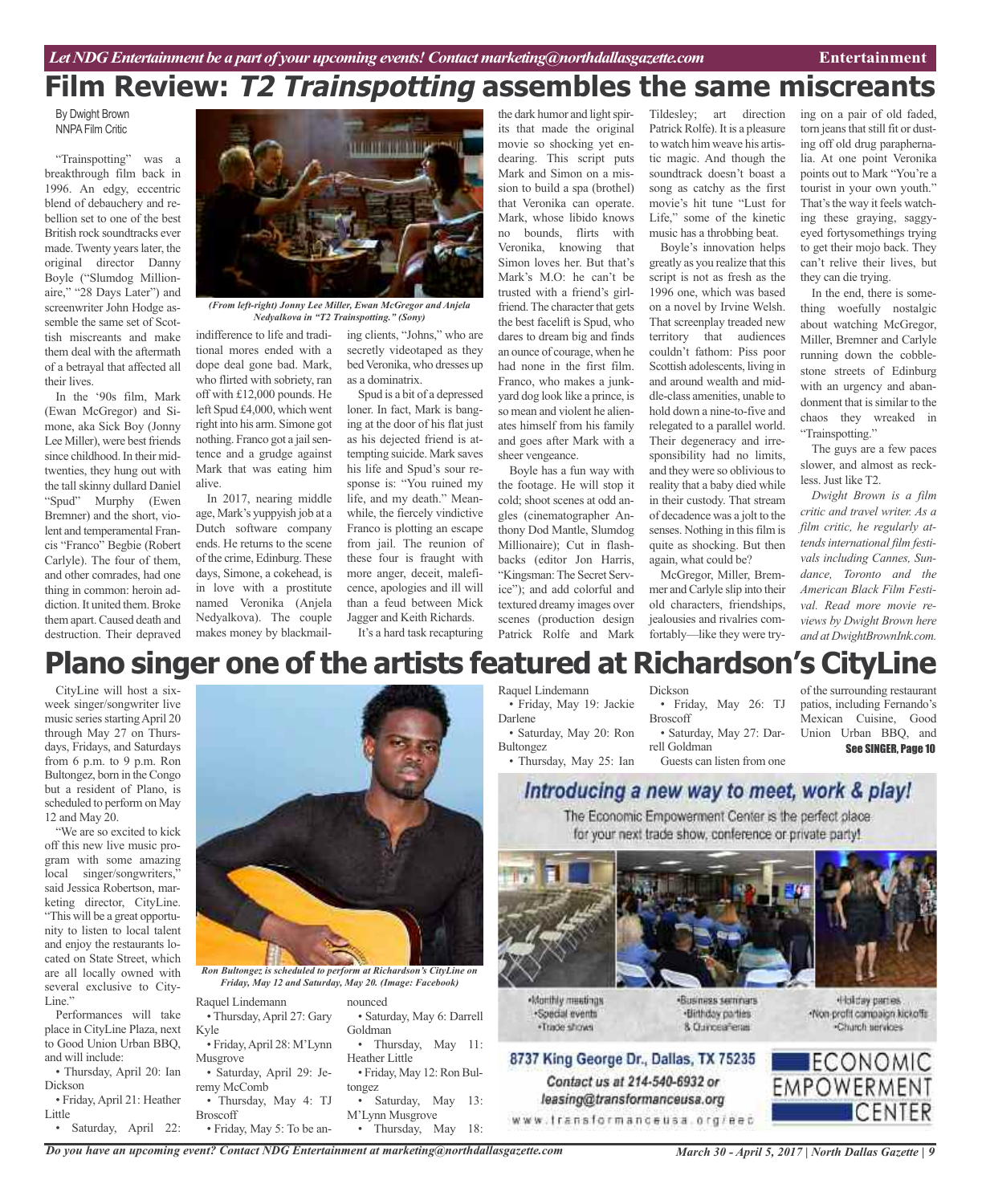# Film Review: *T2 Trainspotting* assembles the same miscreants

By Dwight Brown
NNPA Film Critic

"Trainspotting" was a breakthrough film back in 1996. An edgy, eccentric blend of debauchery and rebellion set to one of the best British rock soundtracks ever made. Twenty years later, the original director Danny Boyle ("Slumdog Millionaire," "28 Days Later") and screenwriter John Hodge assemble the same set of Scottish miscreants and make them deal with the aftermath of a betrayal that affected all their lives.

In the '90s film, Mark (Ewan McGregor) and Simone, aka Sick Boy (Jonny Lee Miller), were best friends since childhood. In their mid-twenties, they hung out with the tall skinny dullard Daniel "Spud" Murphy (Ewen Bremner) and the short, violent and temperamental Francis "Franco" Begbie (Robert Carlyle). The four of them, and other comrades, had one thing in common: heroin addiction. It united them. Broke them apart. Caused death and destruction. Their depraved indifference to life and traditional mores ended with a dope deal gone bad. Mark, who flirted with sobriety, ran off with £12,000 pounds. He left Spud £4,000, which went right into his arm. Simone got nothing. Franco got a jail sentence and a grudge against Mark that was eating him alive.

*(From left-right) Jonny Lee Miller, Ewan McGregor and Anjela Nedyalkova in "T2 Trainspotting." (Sony)*

In 2017, nearing middle age, Mark's yuppyish job at a Dutch software company ends. He returns to the scene of the crime, Edinburg. These days, Simone, a cokehead, is in love with a prostitute named Veronika (Anjela Nedyalkova). The couple makes money by blackmailing clients, "Johns," who are secretly videotaped as they bed Veronika, who dresses up as a dominatrix.

Spud is a bit of a depressed loner. In fact, Mark is banging at the door of his flat just as his dejected friend is attempting suicide. Mark saves his life and Spud's sour response is: "You ruined my life, and my death." Meanwhile, the fiercely vindictive Franco is plotting an escape from jail. The reunion of these four is fraught with more anger, deceit, maleficence, apologies and ill will than a feud between Mick Jagger and Keith Richards.

It's a hard task recapturing the dark humor and light spirits that made the original movie so shocking yet endearing. This script puts Mark and Simon on a mission to build a spa (brothel) that Veronika can operate. Mark, whose libido knows no bounds, flirts with Veronika, knowing that Simon loves her. But that's Mark's M.O: he can't be trusted with a friend's girlfriend. The character that gets the best facelift is Spud, who dares to dream big and finds an ounce of courage, when he had none in the first film. Franco, who makes a junkyard dog look like a prince, is so mean and violent he alienates himself from his family and goes after Mark with a sheer vengeance.

Boyle has a fun way with the footage. He will stop it cold; shoot scenes at odd angles (cinematographer Anthony Dod Mantle, Slumdog Millionaire); Cut in flashbacks (editor Jon Harris, "Kingsman: The Secret Service"); and add colorful and textured dreamy images over scenes (production design Patrick Rolfe and Mark Tildesley; art direction Patrick Rolfe). It is a pleasure to watch him weave his artistic magic. And though the soundtrack doesn't boast a song as catchy as the first movie's hit tune "Lust for Life," some of the kinetic music has a throbbing beat.

Boyle's innovation helps greatly as you realize that this script is not as fresh as the 1996 one, which was based on a novel by Irvine Welsh. That screenplay treaded new territory that audiences couldn't fathom: Piss poor Scottish adolescents, living in and around wealth and middle-class amenities, unable to hold down a nine-to-five and relegated to a parallel world. Their degeneracy and irresponsibility had no limits, and they were so oblivious to reality that a baby died while in their custody. That stream of decadence was a jolt to the senses. Nothing in this film is quite as shocking. But then again, what could be?

McGregor, Miller, Bremner and Carlyle slip into their old characters, friendships, jealousies and rivalries comfortably—like they were trying on a pair of old faded, torn jeans that still fit or dusting off old drug paraphernalia. At one point Veronika points out to Mark "You're a tourist in your own youth." That's the way it feels watching these graying, saggy-eyed fortysomethings trying to get their mojo back. They can't relive their lives, but they can die trying.

In the end, there is something woefully nostalgic about watching McGregor, Miller, Bremner and Carlyle running down the cobblestone streets of Edinburg with an urgency and abandonment that is similar to the chaos they wreaked in "Trainspotting."

The guys are a few paces slower, and almost as reckless. Just like T2.

*Dwight Brown is a film critic and travel writer. As a film critic, he regularly attends international film festivals including Cannes, Sundance, Toronto and the American Black Film Festival. Read more movie reviews by Dwight Brown here and at DwightBrownInk.com.*

# Plano singer one of the artists featured at Richardson's CityLine

CityLine will host a six-week singer/songwriter live music series starting April 20 through May 27 on Thursdays, Fridays, and Saturdays from 6 p.m. to 9 p.m. Ron Bultongez, born in the Congo but a resident of Plano, is scheduled to perform on May 12 and May 20.

"We are so excited to kick off this new live music program with some amazing local singer/songwriters," said Jessica Robertson, marketing director, CityLine. "This will be a great opportunity to listen to local talent and enjoy the restaurants located on State Street, which are all locally owned with several exclusive to CityLine."

Performances will take place in CityLine Plaza, next to Good Union Urban BBQ, and will include:

*Ron Bultongez is scheduled to perform at Richardson's CityLine on Friday, May 12 and Saturday, May 20. (Image: Facebook)*

- Thursday, April 20: Ian Dickson
- Friday, April 21: Heather Little
- Saturday, April 22: Raquel Lindemann
- Thursday, April 27: Gary Kyle
- Friday, April 28: M'Lynn Musgrove
- Saturday, April 29: Jeremy McComb
- Thursday, May 4: TJ Broscoff
- Friday, May 5: To be announced
- Saturday, May 6: Darrell Goldman
- Thursday, May 11: Heather Little
- Friday, May 12: Ron Bultongez
- Saturday, May 13: M'Lynn Musgrove
- Thursday, May 18: Raquel Lindemann
- Friday, May 19: Jackie Darlene
- Saturday, May 20: Ron Bultongez
- Thursday, May 25: Ian Dickson
- Friday, May 26: TJ Broscoff
- Saturday, May 27: Darrell Goldman

Guests can listen from one of the surrounding restaurant patios, including Fernando's Mexican Cuisine, Good Union Urban BBQ, and

See SINGER, Page 10

**Introducing a new way to meet, work & play!**

The Economic Empowerment Center is the perfect place for your next trade show, conference or private party!

- Monthly meetings
- Special events
- Trade shows
- Business seminars
- Birthday parties
- & Quinceañeras
- Holiday parties
- Non-profit campaign kickoffs
- Church services

8737 King George Dr., Dallas, TX 75235

Contact us at 214-540-6932 or leasing@transformanceusa.org

www.transformanceusa.org/eec

ECONOMIC EMPOWERMENT CENTER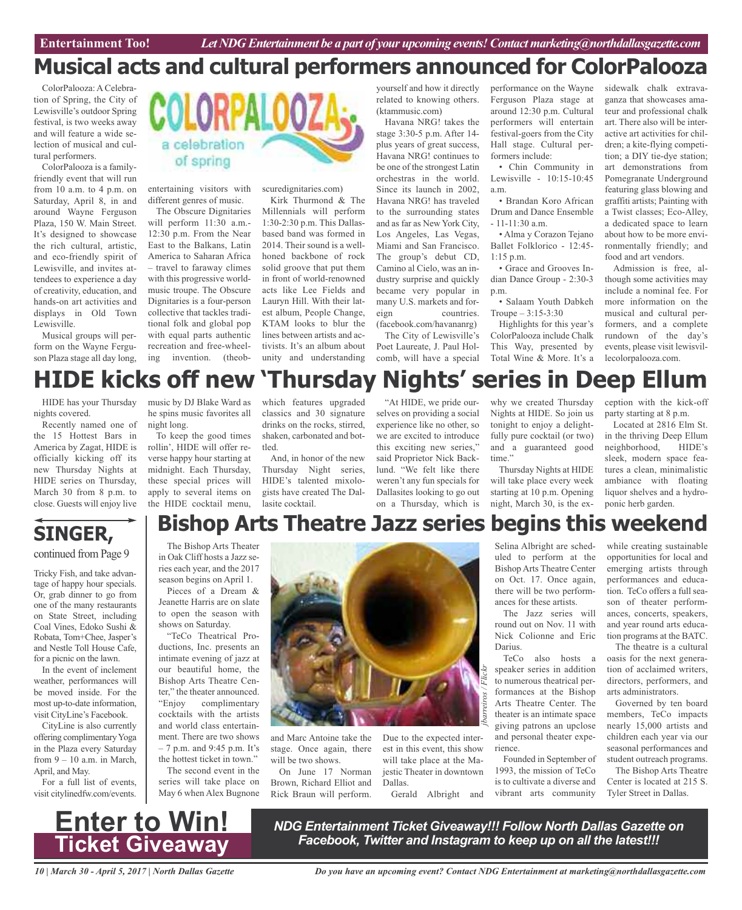Entertainment Too! *Let NDG Entertainment be a part of your upcoming events! Contact marketing@northdallasgazette.com*

# Musical acts and cultural performers announced for ColorPalooza

ColorPalooza: A Celebration of Spring, the City of Lewisville's outdoor Spring festival, is two weeks away and will feature a wide selection of musical and cultural performers.

ColorPalooza is a family-friendly event that will run from 10 a.m. to 4 p.m. on Saturday, April 8, in and around Wayne Ferguson Plaza, 150 W. Main Street. It's designed to showcase the rich cultural, artistic, and eco-friendly spirit of Lewisville, and invites attendees to experience a day of creativity, education, and hands-on art activities and displays in Old Town Lewisville.

Musical groups will perform on the Wayne Ferguson Plaza stage all day long, entertaining visitors with different genres of music.

The Obscure Dignitaries will perform 11:30 a.m.-12:30 p.m. From the Near East to the Balkans, Latin America to Saharan Africa – travel to faraway climes with this progressive world-music troupe. The Obscure Dignitaries is a four-person collective that tackles traditional folk and global pop with equal parts authentic recreation and free-wheeling invention. (theobscuredignitaries.com)

Kirk Thurmond & The Millennials will perform 1:30-2:30 p.m. This Dallas-based band was formed in 2014. Their sound is a well-honed backbone of rock solid groove that put them in front of world-renowned acts like Lee Fields and Lauryn Hill. With their latest album, People Change, KTAM looks to blur the lines between artists and activists. It's an album about unity and understanding yourself and how it directly related to knowing others. (ktammusic.com)

Havana NRG! takes the stage 3:30-5 p.m. After 14-plus years of great success, Havana NRG! continues to be one of the strongest Latin orchestras in the world. Since its launch in 2002, Havana NRG! has traveled to the surrounding states and as far as New York City, Los Angeles, Las Vegas, Miami and San Francisco. The group's debut CD, Camino al Cielo, was an industry surprise and quickly became very popular in many U.S. markets and foreign countries. (facebook.com/havananrg)

The City of Lewisville's Poet Laureate, J. Paul Holcomb, will have a special performance on the Wayne Ferguson Plaza stage at around 12:30 p.m. Cultural performers will entertain festival-goers from the City Hall stage. Cultural performers include:

- Chin Community in Lewisville - 10:15-10:45 a.m.
- Brandan Koro African Drum and Dance Ensemble - 11-11:30 a.m.
- Alma y Corazon Tejano Ballet Folklorico - 12:45-1:15 p.m.
- Grace and Grooves Indian Dance Group - 2:30-3 p.m.
- Salaam Youth Dabkeh Troupe - 3:15-3:30

Highlights for this year's ColorPalooza include Chalk This Way, presented by Total Wine & More. It's a sidewalk chalk extravaganza that showcases amateur and professional chalk art. There also will be interactive art activities for children; a kite-flying competition; a DIY tie-dye station; art demonstrations from Pomegranate Underground featuring glass blowing and graffiti artists; Painting with a Twist classes; Eco-Alley, a dedicated space to learn about how to be more environmentally friendly; and food and art vendors.

Admission is free, although some activities may include a nominal fee. For more information on the musical and cultural performers, and a complete rundown of the day's events, please visit lewisvillecolorpalooza.com.

# HIDE kicks off new 'Thursday Nights' series in Deep Ellum

HIDE has your Thursday nights covered.

Recently named one of the 15 Hottest Bars in America by Zagat, HIDE is officially kicking off its new Thursday Nights at HIDE series on Thursday, March 30 from 8 p.m. to close. Guests will enjoy live music by DJ Blake Ward as he spins music favorites all night long.

To keep the good times rollin', HIDE will offer reverse happy hour starting at midnight. Each Thursday, these special prices will apply to several items on the HIDE cocktail menu, which features upgraded classics and 30 signature drinks on the rocks, stirred, shaken, carbonated and bottled.

And, in honor of the new Thursday Night series, HIDE's talented mixologists have created The Dallasite cocktail.

"At HIDE, we pride ourselves on providing a social experience like no other, so we are excited to introduce this exciting new series," said Proprietor Nick Backlund. "We felt like there weren't any fun specials for Dallasites looking to go out on a Thursday, which is why we created Thursday Nights at HIDE. So join us tonight to enjoy a delightfully pure cocktail (or two) and a guaranteed good time."

Thursday Nights at HIDE will take place every week starting at 10 p.m. Opening night, March 30, is the exception with the kick-off party starting at 8 p.m.

Located at 2816 Elm St. in the thriving Deep Ellum neighborhood, HIDE's sleek, modern space features a clean, minimalistic ambiance with floating liquor shelves and a hydroponic herb garden.

## SINGER,

continued from Page 9

Tricky Fish, and take advantage of happy hour specials. Or, grab dinner to go from one of the many restaurants on State Street, including Coal Vines, Edoko Sushi & Robata, Tom+Chee, Jasper's and Nestle Toll House Cafe, for a picnic on the lawn.

In the event of inclement weather, performances will be moved inside. For the most up-to-date information, visit CityLine's Facebook.

CityLine is also currently offering complimentary Yoga in the Plaza every Saturday from 9 – 10 a.m. in March, April, and May.

For a full list of events, visit citylinedfw.com/events.

# Bishop Arts Theatre Jazz series begins this weekend

The Bishop Arts Theater in Oak Cliff hosts a Jazz series each year, and the 2017 season begins on April 1.

Pieces of a Dream & Jeanette Harris are on slate to open the season with shows on Saturday.

"TeCo Theatrical Productions, Inc. presents an intimate evening of jazz at our beautiful home, the Bishop Arts Theatre Center," the theater announced. "Enjoy complimentary cocktails with the artists and world class entertainment. There are two shows – 7 p.m. and 9:45 p.m. It's the hottest ticket in town."

The second event in the series will take place on May 6 when Alex Bugnone and Marc Antoine take the stage. Once again, there will be two shows.

*jbarreiros / Flickr*

On June 17 Norman Brown, Richard Elliot and Rick Braun will perform. Due to the expected interest in this event, this show will take place at the Majestic Theater in downtown Dallas.

Gerald Albright and Selina Albright are scheduled to perform at the Bishop Arts Theatre Center on Oct. 17. Once again, there will be two performances for these artists.

The Jazz series will round out on Nov. 11 with Nick Colionne and Eric Darius.

TeCo also hosts a speaker series in addition to numerous theatrical performances at the Bishop Arts Theatre Center. The theater is an intimate space giving patrons an upclose and personal theater experience.

Founded in September of 1993, the mission of TeCo is to cultivate a diverse and vibrant arts community while creating sustainable opportunities for local and emerging artists through performances and education. TeCo offers a full season of theater performances, concerts, speakers, and year round arts education programs at the BATC.

The theatre is a cultural oasis for the next generation of acclaimed writers, directors, performers, and arts administrators.

Governed by ten board members, TeCo impacts nearly 15,000 artists and children each year via our seasonal performances and student outreach programs.

The Bishop Arts Theatre Center is located at 215 S. Tyler Street in Dallas.

**Enter to Win! Ticket Giveaway**

***NDG Entertainment Ticket Giveaway!!! Follow North Dallas Gazette on Facebook, Twitter and Instagram to keep up on all the latest!!!***

*Do you have an upcoming event? Contact NDG Entertainment at marketing@northdallasgazette.com*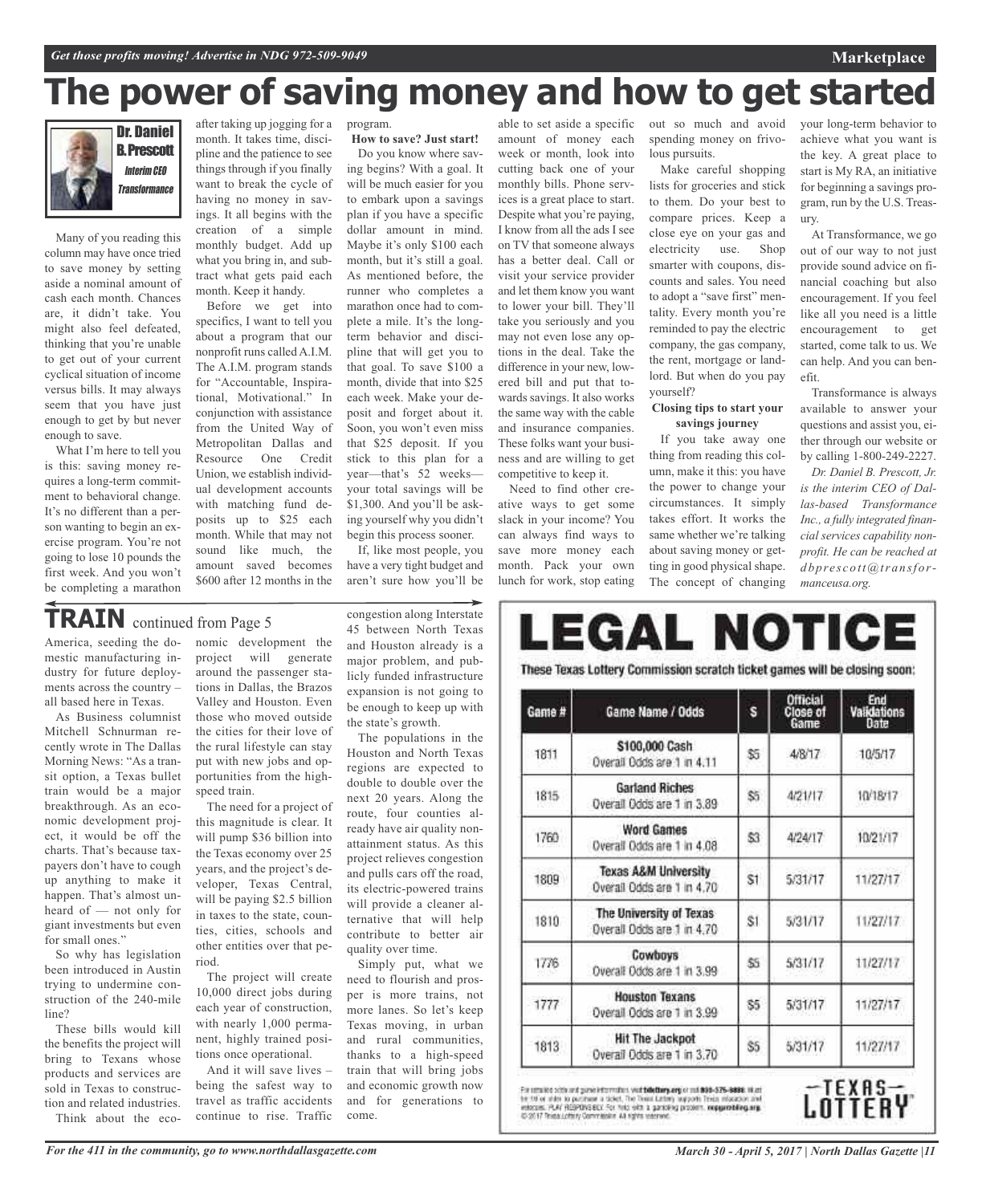# The power of saving money and how to get started

**Dr. Daniel B. Prescott**
*Interim CEO Transformance*

Many of you reading this column may have once tried to save money by setting aside a nominal amount of cash each month. Chances are, it didn't take. You might also feel defeated, thinking that you're unable to get out of your current cyclical situation of income versus bills. It may always seem that you have just enough to get by but never enough to save.

What I'm here to tell you is this: saving money requires a long-term commitment to behavioral change. It's no different than a person wanting to begin an exercise program. You're not going to lose 10 pounds the first week. And you won't be completing a marathon after taking up jogging for a month. It takes time, discipline and the patience to see things through if you finally want to break the cycle of having no money in savings. It all begins with the creation of a simple monthly budget. Add up what you bring in, and subtract what gets paid each month. Keep it handy.

Before we get into specifics, I want to tell you about a program that our nonprofit runs called A.I.M. The A.I.M. program stands for "Accountable, Inspirational, Motivational." In conjunction with assistance from the United Way of Metropolitan Dallas and Resource One Credit Union, we establish individual development accounts with matching fund deposits up to $25 each month. While that may not sound like much, the amount saved becomes $600 after 12 months in the program.

**How to save? Just start!**

Do you know where saving begins? With a goal. It will be much easier for you to embark upon a savings plan if you have a specific dollar amount in mind. Maybe it's only $100 each month, but it's still a goal. As mentioned before, the runner who completes a marathon once had to complete a mile. It's the long-term behavior and discipline that will get you to that goal. To save $100 a month, divide that into $25 each week. Make your deposit and forget about it. Soon, you won't even miss that $25 deposit. If you stick to this plan for a year—that's 52 weeks—your total savings will be $1,300. And you'll be asking yourself why you didn't begin this process sooner.

If, like most people, you have a very tight budget and aren't sure how you'll be able to set aside a specific amount of money each week or month, look into cutting back one of your monthly bills. Phone services is a great place to start. Despite what you're paying, I know from all the ads I see on TV that someone always has a better deal. Call or visit your service provider and let them know you want to lower your bill. They'll take you seriously and you may not even lose any options in the deal. Take the difference in your new, lowered bill and put that towards savings. It also works the same way with the cable and insurance companies. These folks want your business and are willing to get competitive to keep it.

Need to find other creative ways to get some slack in your income? You can always find ways to save more money each month. Pack your own lunch for work, stop eating out so much and avoid spending money on frivolous pursuits.

Make careful shopping lists for groceries and stick to them. Do your best to compare prices. Keep a close eye on your gas and electricity use. Shop smarter with coupons, discounts and sales. You need to adopt a "save first" mentality. Every month you're reminded to pay the electric company, the gas company, the rent, mortgage or landlord. But when do you pay yourself?

**Closing tips to start your savings journey**

If you take away one thing from reading this column, make it this: you have the power to change your circumstances. It simply takes effort. It works the same whether we're talking about saving money or getting in good physical shape. The concept of changing your long-term behavior to achieve what you want is the key. A great place to start is My RA, an initiative for beginning a savings program, run by the U.S. Treasury.

At Transformance, we go out of our way to not just provide sound advice on financial coaching but also encouragement. If you feel like all you need is a little encouragement to get started, come talk to us. We can help. And you can benefit.

Transformance is always available to answer your questions and assist you, either through our website or by calling 1-800-249-2227.

*Dr. Daniel B. Prescott, Jr. is the interim CEO of Dallas-based Transformance Inc., a fully integrated financial services capability nonprofit. He can be reached at dbprescott@transformanceusa.org.*

## TRAIN continued from Page 5

America, seeding the domestic manufacturing industry for future deployments across the country – all based here in Texas.

As Business columnist Mitchell Schnurman recently wrote in The Dallas Morning News: "As a transit option, a Texas bullet train would be a major breakthrough. As an economic development project, it would be off the charts. That's because taxpayers don't have to cough up anything to make it happen. That's almost unheard of — not only for giant investments but even for small ones."

So why has legislation been introduced in Austin trying to undermine construction of the 240-mile line?

These bills would kill the benefits the project will bring to Texans whose products and services are sold in Texas to construction and related industries.

Think about the economic development the project will generate around the passenger stations in Dallas, the Brazos Valley and Houston. Even those who moved outside the cities for their love of the rural lifestyle can stay put with new jobs and opportunities from the high-speed train.

The need for a project of this magnitude is clear. It will pump $36 billion into the Texas economy over 25 years, and the project's developer, Texas Central, will be paying $2.5 billion in taxes to the state, counties, cities, schools and other entities over that period.

The project will create 10,000 direct jobs during each year of construction, with nearly 1,000 permanent, highly trained positions once operational.

And it will save lives – being the safest way to travel as traffic accidents continue to rise. Traffic congestion along Interstate 45 between North Texas and Houston already is a major problem, and publicly funded infrastructure expansion is not going to be enough to keep up with the state's growth.

The populations in the Houston and North Texas regions are expected to double to double over the next 20 years. Along the route, four counties already have air quality nonattainment status. As this project relieves congestion and pulls cars off the road, its electric-powered trains will provide a cleaner alternative that will help contribute to better air quality over time.

Simply put, what we need to flourish and prosper is more trains, not more lanes. So let's keep Texas moving, in urban and rural communities, thanks to a high-speed train that will bring jobs and economic growth now and for generations to come.

# LEGAL NOTICE

These Texas Lottery Commission scratch ticket games will be closing soon:

| Game # | Game Name / Odds | $ | Official Close of Game | End Validations Date |
|---|---|---|---|---|
| 1811 | $100,000 Cash<br>Overall Odds are 1 in 4.11 | $5 | 4/8/17 | 10/5/17 |
| 1815 | Garland Riches<br>Overall Odds are 1 in 3.89 | $5 | 4/21/17 | 10/18/17 |
| 1760 | Word Games<br>Overall Odds are 1 in 4.08 | $3 | 4/24/17 | 10/21/17 |
| 1809 | Texas A&M University<br>Overall Odds are 1 in 4.70 | $1 | 5/31/17 | 11/27/17 |
| 1810 | The University of Texas<br>Overall Odds are 1 in 4.70 | $1 | 5/31/17 | 11/27/17 |
| 1776 | Cowboys<br>Overall Odds are 1 in 3.99 | $5 | 5/31/17 | 11/27/17 |
| 1777 | Houston Texans<br>Overall Odds are 1 in 3.99 | $5 | 5/31/17 | 11/27/17 |
| 1813 | Hit The Jackpot<br>Overall Odds are 1 in 3.70 | $5 | 5/31/17 | 11/27/17 |

For detailed odds and game information visit txlottery.org or call 800-375-6886. Must be 18 or older to purchase a ticket. The Texas Lottery supports Texas education and veterans. PLAY RESPONSIBLY. For help with a gambling problem, ncpgambling.org. © 2017 Texas Lottery Commission. All rights reserved.

TEXAS LOTTERY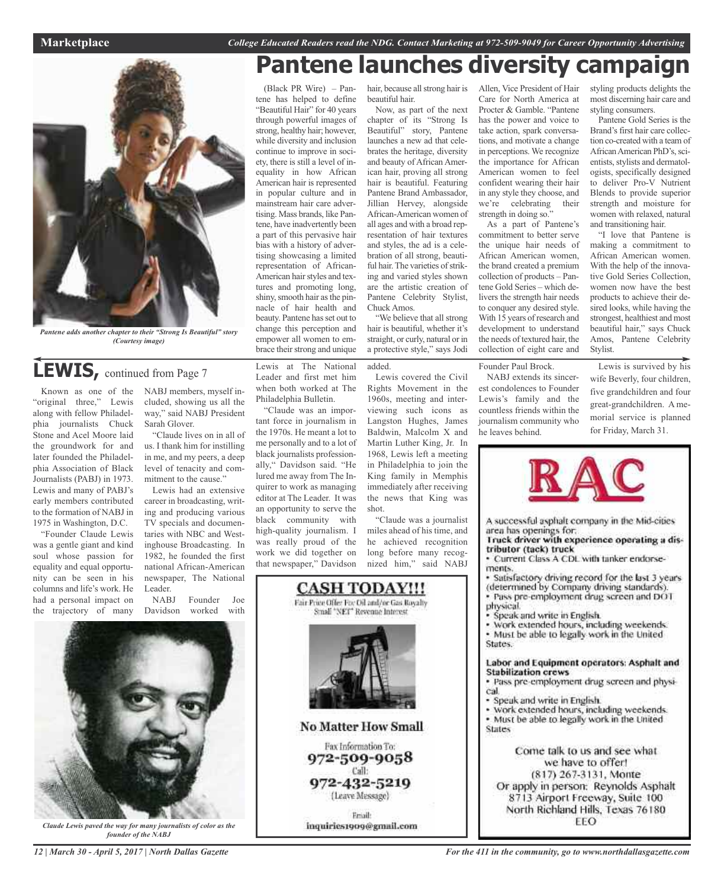# Pantene launches diversity campaign

*Pantene adds another chapter to their "Strong Is Beautiful" story (Courtesy image)*

(Black PR Wire) – Pantene has helped to define "Beautiful Hair" for 40 years through powerful images of strong, healthy hair; however, while diversity and inclusion continue to improve in society, there is still a level of inequality in how African American hair is represented in popular culture and in mainstream hair care advertising. Mass brands, like Pantene, have inadvertently been a part of this pervasive hair bias with a history of advertising showcasing a limited representation of African-American hair styles and textures and promoting long, shiny, smooth hair as the pinnacle of hair health and beauty. Pantene has set out to change this perception and empower all women to embrace their strong and unique hair, because all strong hair is beautiful hair.

Now, as part of the next chapter of its "Strong Is Beautiful" story, Pantene launches a new ad that celebrates the heritage, diversity and beauty of African American hair, proving all strong hair is beautiful. Featuring Pantene Brand Ambassador, Jillian Hervey, alongside African-American women of all ages and with a broad representation of hair textures and styles, the ad is a celebration of all strong, beautiful hair. The varieties of striking and varied styles shown are the artistic creation of Pantene Celebrity Stylist, Chuck Amos.

"We believe that all strong hair is beautiful, whether it's straight, or curly, natural or in a protective style," says Jodi Allen, Vice President of Hair Care for North America at Procter & Gamble. "Pantene has the power and voice to take action, spark conversations, and motivate a change in perceptions. We recognize the importance for African American women to feel confident wearing their hair in any style they choose, and we're celebrating their strength in doing so."

As a part of Pantene's commitment to better serve the unique hair needs of African American women, the brand created a premium collection of products – Pantene Gold Series – which delivers the strength hair needs to conquer any desired style. With 15 years of research and development to understand the needs of textured hair, the collection of eight care and styling products delights the most discerning hair care and styling consumers.

Pantene Gold Series is the Brand's first hair care collection co-created with a team of African American PhD's, scientists, stylists and dermatologists, specifically designed to deliver Pro-V Nutrient Blends to provide superior strength and moisture for women with relaxed, natural and transitioning hair.

"I love that Pantene is making a commitment to African American women. With the help of the innovative Gold Series Collection, women now have the best products to achieve their desired looks, while having the strongest, healthiest and most beautiful hair," says Chuck Amos, Pantene Celebrity Stylist.

## LEWIS, continued from Page 7

Known as one of the "original three," Lewis along with fellow Philadelphia journalists Chuck Stone and Acel Moore laid the groundwork for and later founded the Philadelphia Association of Black Journalists (PABJ) in 1973. Lewis and many of PABJ's early members contributed to the formation of NABJ in 1975 in Washington, D.C.

"Founder Claude Lewis was a gentle giant and kind soul whose passion for equality and equal opportunity can be seen in his columns and life's work. He had a personal impact on the trajectory of many NABJ members, myself included, showing us all the way," said NABJ President Sarah Glover.

"Claude lives on in all of us. I thank him for instilling in me, and my peers, a deep level of tenacity and commitment to the cause."

Lewis had an extensive career in broadcasting, writing and producing various TV specials and documentaries with NBC and Westinghouse Broadcasting. In 1982, he founded the first national African-American newspaper, The National Leader.

NABJ Founder Joe Davidson worked with Lewis at The National Leader and first met him when both worked at The Philadelphia Bulletin.

"Claude was an important force in journalism in the 1970s. He meant a lot to me personally and to a lot of black journalists professionally," Davidson said. "He lured me away from The Inquirer to work as managing editor at The Leader. It was an opportunity to serve the black community with high-quality journalism. I was really proud of the work we did together on that newspaper," Davidson added.

Lewis covered the Civil Rights Movement in the 1960s, meeting and interviewing such icons as Langston Hughes, James Baldwin, Malcolm X and Martin Luther King, Jr. In 1968, Lewis left a meeting in Philadelphia to join the King family in Memphis immediately after receiving the news that King was shot.

"Claude was a journalist miles ahead of his time, and he achieved recognition long before many recognized him," said NABJ Founder Paul Brock.

NABJ extends its sincerest condolences to Founder Lewis's family and the countless friends within the journalism community who he leaves behind.

Lewis is survived by his wife Beverly, four children, five grandchildren and four great-grandchildren. A memorial service is planned for Friday, March 31.

*Claude Lewis paved the way for many journalists of color as the founder of the NABJ*

---

**CASH TODAY!!!**

Fair Price Offer For Oil and/or Gas Royalty
Small "NET" Revenue Interest

**No Matter How Small**

Fax Information To:
**972-509-9058**
Call:
**972-432-5219**
(Leave Message)

Email:
**inquiries1909@gmail.com**

---

**RAC**

A successful asphalt company in the Mid-cities area has openings for:

**Truck driver with experience operating a distributor (tack) truck**

- Current Class A CDL with tanker endorsements.
- Satisfactory driving record for the last 3 years (determined by Company driving standards).
- Pass pre-employment drug screen and DOT physical.
- Speak and write in English.
- Work extended hours, including weekends.
- Must be able to legally work in the United States.

**Labor and Equipment operators: Asphalt and Stabilization crews**

- Pass pre-employment drug screen and physical.
- Speak and write in English.
- Work extended hours, including weekends.
- Must be able to legally work in the United States

Come talk to us and see what we have to offer!
(817) 267-3131, Monte
Or apply in person: Reynolds Asphalt
8713 Airport Freeway, Suite 100
North Richland Hills, Texas 76180
EEO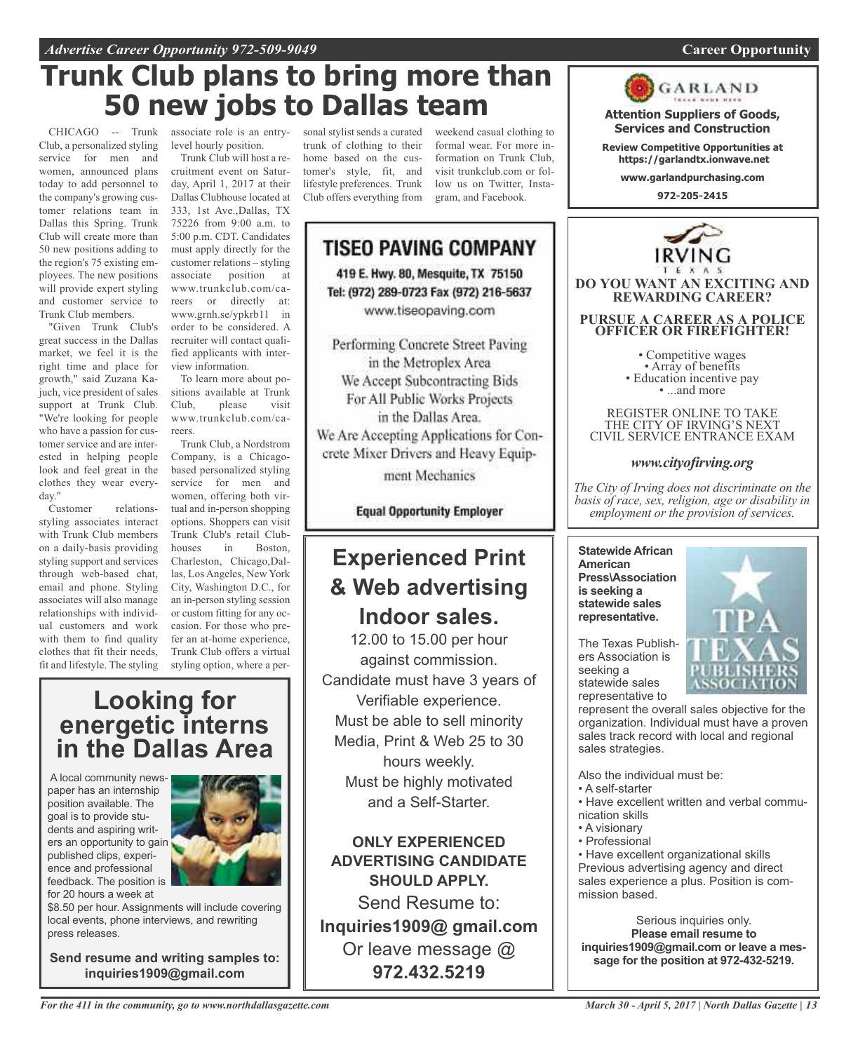# Trunk Club plans to bring more than 50 new jobs to Dallas team

CHICAGO -- Trunk Club, a personalized styling service for men and women, announced plans today to add personnel to the company's growing customer relations team in Dallas this Spring. Trunk Club will create more than 50 new positions adding to the region's 75 existing employees. The new positions will provide expert styling and customer service to Trunk Club members.

"Given Trunk Club's great success in the Dallas market, we feel it is the right time and place for growth," said Zuzana Kajuch, vice president of sales support at Trunk Club. "We're looking for people who have a passion for customer service and are interested in helping people look and feel great in the clothes they wear everyday."

Customer relations-styling associates interact with Trunk Club members on a daily-basis providing styling support and services through web-based chat, email and phone. Styling associates will also manage relationships with individual customers and work with them to find quality clothes that fit their needs, fit and lifestyle. The styling associate role is an entry-level hourly position.

Trunk Club will host a recruitment event on Saturday, April 1, 2017 at their Dallas Clubhouse located at 333, 1st Ave.,Dallas, TX 75226 from 9:00 a.m. to 5:00 p.m. CDT. Candidates must apply directly for the customer relations – styling associate position at www.trunkclub.com/careers or directly at: www.grnh.se/ypkrb11 in order to be considered. A recruiter will contact qualified applicants with interview information.

To learn more about positions available at Trunk Club, please visit www.trunkclub.com/careers.

Trunk Club, a Nordstrom Company, is a Chicago-based personalized styling service for men and women, offering both virtual and in-person shopping options. Shoppers can visit Trunk Club's retail Clubhouses in Boston, Charleston, Chicago,Dallas, Los Angeles, New York City, Washington D.C., for an in-person styling session or custom fitting for any occasion. For those who prefer an at-home experience, Trunk Club offers a virtual styling option, where a personal stylist sends a curated trunk of clothing to their home based on the customer's style, fit, and lifestyle preferences. Trunk Club offers everything from weekend casual clothing to formal wear. For more information on Trunk Club, visit trunkclub.com or follow us on Twitter, Instagram, and Facebook.

## Looking for energetic interns in the Dallas Area

A local community newspaper has an internship position available. The goal is to provide students and aspiring writers an opportunity to gain published clips, experience and professional feedback. The position is for 20 hours a week at $8.50 per hour. Assignments will include covering local events, phone interviews, and rewriting press releases.

**Send resume and writing samples to: inquiries1909@gmail.com**

## TISEO PAVING COMPANY

419 E. Hwy. 80, Mesquite, TX 75150
Tel: (972) 289-0723 Fax (972) 216-5637
www.tiseopaving.com

Performing Concrete Street Paving in the Metroplex Area
We Accept Subcontracting Bids For All Public Works Projects in the Dallas Area.
We Are Accepting Applications for Concrete Mixer Drivers and Heavy Equipment Mechanics

**Equal Opportunity Employer**

## Experienced Print & Web advertising Indoor sales.

12.00 to 15.00 per hour against commission.
Candidate must have 3 years of Verifiable experience.
Must be able to sell minority Media, Print & Web 25 to 30 hours weekly.
Must be highly motivated and a Self-Starter.

**ONLY EXPERIENCED ADVERTISING CANDIDATE SHOULD APPLY.**

Send Resume to:
**Inquiries1909@ gmail.com**
Or leave message @
**972.432.5219**

## GARLAND

**Attention Suppliers of Goods, Services and Construction**

**Review Competitive Opportunities at https://garlandtx.ionwave.net**

**www.garlandpurchasing.com**

**972-205-2415**

## IRVING TEXAS

**DO YOU WANT AN EXCITING AND REWARDING CAREER?**

**PURSUE A CAREER AS A POLICE OFFICER OR FIREFIGHTER!**

- Competitive wages
- Array of benefits
- Education incentive pay
- ...and more

REGISTER ONLINE TO TAKE THE CITY OF IRVING'S NEXT CIVIL SERVICE ENTRANCE EXAM

*www.cityofirving.org*

*The City of Irving does not discriminate on the basis of race, sex, religion, age or disability in employment or the provision of services.*

**Statewide African American Press\Association is seeking a statewide sales representative.**

The Texas Publishers Association is seeking a statewide sales representative to represent the overall sales objective for the organization. Individual must have a proven sales track record with local and regional sales strategies.

Also the individual must be:

- A self-starter
- Have excellent written and verbal communication skills
- A visionary
- Professional
- Have excellent organizational skills

Previous advertising agency and direct sales experience a plus. Position is commission based.

Serious inquiries only.
**Please email resume to inquiries1909@gmail.com or leave a message for the position at 972-432-5219.**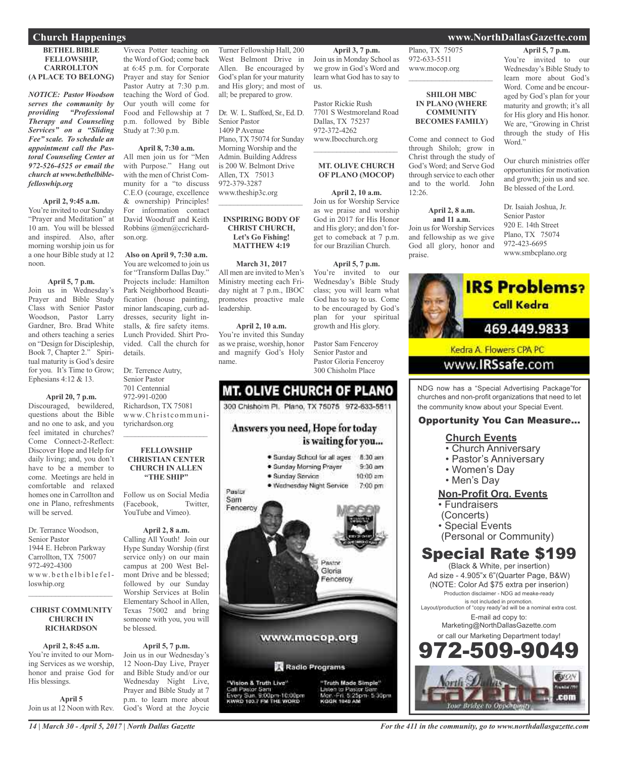## Church Happenings

### BETHEL BIBLE FELLOWSHIP, CARROLLTON (A PLACE TO BELONG)

***NOTICE: Pastor Woodson serves the community by providing "Professional Therapy and Counseling Services" on a "Sliding Fee" scale. To schedule an appointment call the Pastoral Counseling Center at 972-526-4525 or email the church at www.bethelbiblefelloswhip.org***

**April 2, 9:45 a.m.**
You're invited to our Sunday "Prayer and Meditation" at 10 am. You will be blessed and inspired. Also, after morning worship join us for a one hour Bible study at 12 noon.

**April 5, 7 p.m.**
Join us in Wednesday's Prayer and Bible Study Class with Senior Pastor Woodson, Pastor Larry Gardner, Bro. Brad White and others teaching a series on "Design for Discipleship, Book 7, Chapter 2." Spiritual maturity is God's desire for you. It's Time to Grow; Ephesians 4:12 & 13.

**April 20, 7 p.m.**
Discouraged, bewildered, questions about the Bible and no one to ask, and you feel imitated in churches? Come Connect-2-Reflect: Discover Hope and Help for daily living; and, you don't have to be a member to come. Meetings are held in comfortable and relaxed homes one in Carrollton and one in Plano, refreshments will be served.

Dr. Terrance Woodson,
Senior Pastor
1944 E. Hebron Parkway
Carrollton, TX 75007
972-492-4300
www.bethelbiblefelloswhip.org

### CHRIST COMMUNITY CHURCH IN RICHARDSON

**April 2, 8:45 a.m.**
You're invited to our Morning Services as we worship, honor and praise God for His blessings.

**April 5**
Join us at 12 Noon with Rev. Viveca Potter teaching on the Word of God; come back at 6:45 p.m. for Corporate Prayer and stay for Senior Pastor Autry at 7:30 p.m. teaching the Word of God. Our youth will come for Food and Fellowship at 7 p.m. followed by Bible Study at 7:30 p.m.

**April 8, 7:30 a.m.**
All men join us for "Men with Purpose." Hang out with the men of Christ Community for a "to discuss C.E.O (courage, excellence & ownership) Principles! For information contact David Woodruff and Keith Robbins @men@ccrichardson.org.

**Also on April 9, 7:30 a.m.**
You are welcomed to join us for "Transform Dallas Day." Projects include: Hamilton Park Neighborhood Beautification (house painting, minor landscaping, curb addresses, security light installs, & fire safety items. Lunch Provided. Shirt Provided. Call the church for details.

Dr. Terrence Autry,
Senior Pastor
701 Centennial
972-991-0200
Richardson, TX 75081
www.Christcommunityrichardson.org

### FELLOWSHIP CHRISTIAN CENTER CHURCH IN ALLEN "THE SHIP"

Follow us on Social Media (Facebook, Twitter, YouTube and Vimeo).

**April 2, 8 a.m.**
Calling All Youth! Join our Hype Sunday Worship (first service only) on our main campus at 200 West Belmont Drive and be blessed; followed by our Sunday Worship Services at Bolin Elementary School in Allen, Texas 75002 and bring someone with you, you will be blessed.

**April 5, 7 p.m.**
Join us in our Wednesday's 12 Noon-Day Live, Prayer and Bible Study and/or our Wednesday Night Live, Prayer and Bible Study at 7 p.m. to learn more about God's Word at the Joycie Turner Fellowship Hall, 200 West Belmont Drive in Allen. Be encouraged by God's plan for your maturity and His glory; and most of all; be prepared to grow.

Dr. W. L. Stafford, Sr., Ed. D.
Senior Pastor
1409 P Avenue
Plano, TX 75074 for Sunday Morning Worship and the Admin. Building Address is 200 W. Belmont Drive Allen, TX 75013
972-379-3287
www.theship3c.org

### INSPIRING BODY OF CHRIST CHURCH, Let's Go Fishing! MATTHEW 4:19

**March 31, 2017**
All men are invited to Men's Ministry meeting each Friday night at 7 p.m., IBOC promotes proactive male leadership.

**April 2, 10 a.m.**
You're invited this Sunday as we praise, worship, honor and magnify God's Holy name.

**April 3, 7 p.m.**
Join us in Monday School as we grow in God's Word and learn what God has to say to us.

Pastor Rickie Rush
7701 S Westmoreland Road
Dallas, TX 75237
972-372-4262
www.Ibocchurch.org

### MT. OLIVE CHURCH OF PLANO (MOCOP)

**April 2, 10 a.m.**
Join us for Worship Service as we praise and worship God in 2017 for His Honor and His glory; and don't forget to comeback at 7 p.m. for our Brazilian Church.

**April 5, 7 p.m.**
You're invited to our Wednesday's Bible Study class; you will learn what God has to say to us. Come to be encouraged by God's plan for your spiritual growth and His glory.

Pastor Sam Fenceroy
Senior Pastor and
Pastor Gloria Fenceroy
300 Chisholm Place
Plano, TX 75075
972-633-5511
www.mocop.org

### SHILOH MBC IN PLANO (WHERE COMMUNITY BECOMES FAMILY)

Come and connect to God through Shiloh; grow in Christ through the study of God's Word; and Serve God through service to each other and to the world. John 12:26.

**April 2, 8 a.m. and 11 a.m.**
Join us for Worship Services and fellowship as we give God all glory, honor and praise.

**April 5, 7 p.m.**
You're invited to our Wednesday's Bible Study to learn more about God's Word. Come and be encouraged by God's plan for your maturity and growth; it's all for His glory and His honor. We are, "Growing in Christ through the study of His Word."

Our church ministries offer opportunities for motivation and growth; join us and see. Be blessed of the Lord.

Dr. Isaiah Joshua, Jr.
Senior Pastor
920 E. 14th Street
Plano, TX 75074
972-423-6695
www.smbcplano.org

---

**MT. OLIVE CHURCH OF PLANO**
300 Chisholm Pl. Plano, TX 75075 972-633-5511

Answers you need, Hope for today is waiting for you...

- Sunday School for all ages 8:30 am
- Sunday Morning Prayer 9:30 am
- Sunday Service 10:00 am
- Wednesday Night Service 7:00 pm

Pastor Sam Fenceroy — Pastor Gloria Fenceroy

www.mocop.org

Radio Programs
"Vision & Truth Live" Call Pastor Sam Every Sun. 9:00pm-10:00pm KWRD 103.7 FM THE WORD
"Truth Made Simple" Listen to Pastor Sam Mon.-Fri. 5:25pm-5:30pm KGGR 1040 AM

---

**IRS Problems? Call Kedra**
469.449.9833
Kedra A. Flowers CPA PC
www.IRSsafe.com

---

NDG now has a "Special Advertising Package"for churches and non-profit organizations that need to let the community know about your Special Event.

**Opportunity You Can Measure...**

**Church Events**
- Church Anniversary
- Pastor's Anniversary
- Women's Day
- Men's Day

**Non-Profit Org. Events**
- Fundraisers (Concerts)
- Special Events (Personal or Community)

**Special Rate $199**
(Black & White, per insertion)
Ad size - 4.905"x 6"(Quarter Page, B&W)
(NOTE: Color Ad $75 extra per inserion)
Production disclaimer - NDG ad meake-ready is not included in promotion.
Layout/production of "copy ready"ad will be a nominal extra cost.
E-mail ad copy to: Marketing@NorthDallasGazette.com
or call our Marketing Department today!
**972-509-9049**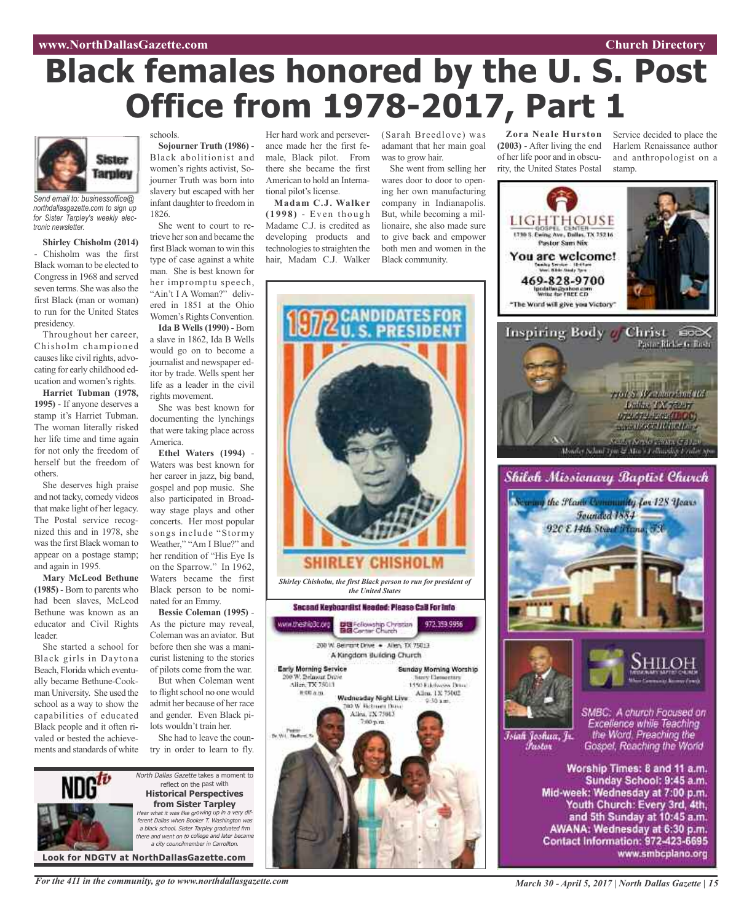# Black females honored by the U. S. Post Office from 1978-2017, Part 1

Sister Tarpley

*Send email to: businessoffice@northdallasgazette.com to sign up for Sister Tarpley's weekly electronic newsletter.*

**Shirley Chisholm (2014)** - Chisholm was the first Black woman to be elected to Congress in 1968 and served seven terms. She was also the first Black (man or woman) to run for the United States presidency.

Throughout her career, Chisholm championed causes like civil rights, advocating for early childhood education and women's rights.

**Harriet Tubman (1978, 1995)** - If anyone deserves a stamp it's Harriet Tubman. The woman literally risked her life time and time again for not only the freedom of herself but the freedom of others.

She deserves high praise and not tacky, comedy videos that make light of her legacy. The Postal service recognized this and in 1978, she was the first Black woman to appear on a postage stamp; and again in 1995.

**Mary McLeod Bethune (1985)** - Born to parents who had been slaves, McLeod Bethune was known as an educator and Civil Rights leader.

She started a school for Black girls in Daytona Beach, Florida which eventually became Bethune-Cookman University. She used the school as a way to show the capabilities of educated Black people and it often rivaled or bested the achievements and standards of white schools.

**Sojourner Truth (1986)** - Black abolitionist and women's rights activist, Sojourner Truth was born into slavery but escaped with her infant daughter to freedom in 1826.

She went to court to retrieve her son and became the first Black woman to win this type of case against a white man. She is best known for her impromptu speech, "Ain't I A Woman?" delivered in 1851 at the Ohio Women's Rights Convention.

**Ida B Wells (1990)** - Born a slave in 1862, Ida B Wells would go on to become a journalist and newspaper editor by trade. Wells spent her life as a leader in the civil rights movement.

She was best known for documenting the lynchings that were taking place across America.

**Ethel Waters (1994)** - Waters was best known for her career in jazz, big band, gospel and pop music. She also participated in Broadway stage plays and other concerts. Her most popular songs include "Stormy Weather," "Am I Blue?" and her rendition of "His Eye Is on the Sparrow." In 1962, Waters became the first Black person to be nominated for an Emmy.

**Bessie Coleman (1995)** - As the picture may reveal, Coleman was an aviator. But before then she was a manicurist listening to the stories of pilots come from the war.

But when Coleman went to flight school no one would admit her because of her race and gender. Even Black pilots wouldn't train her.

She had to leave the country in order to learn to fly. Her hard work and perseverance made her the first female, Black pilot. From there she became the first American to hold an International pilot's license.

**Madam C.J. Walker (1998)** - Even though Madame C.J. is credited as developing products and technologies to straighten the hair, Madam C.J. Walker (Sarah Breedlove) was adamant that her main goal was to grow hair.

She went from selling her wares door to door to opening her own manufacturing company in Indianapolis. But, while becoming a millionaire, she also made sure to give back and empower both men and women in the Black community.

**Zora Neale Hurston (2003)** - After living the end of her life poor and in obscurity, the United States Postal Service decided to place the Harlem Renaissance author and anthropologist on a stamp.

1972 CANDIDATES FOR U. S. PRESIDENT
SHIRLEY CHISHOLM

*Shirley Chisholm, the first Black person to run for president of the United States*

*North Dallas Gazette* takes a moment to reflect on the past with
**Historical Perspectives from Sister Tarpley**
*Hear what it was like growing up in a very different Dallas when Booker T. Washington was a black school. Sister Tarpley graduated frm there and went on to college and later became a city councilmember in Carrollton.*

**Look for NDGTV at NorthDallasGazette.com**

---

LIGHTHOUSE GOSPEL CENTER
1730 S. Ewing Ave., Dallas, TX 75216
Pastor Sam Nix
You are welcome!
469-828-9700
"The Word will give you Victory"

---

Inspiring Body of Christ
Pastor Rickie G. Rush

---

**Second Keyboardist Needed: Please Call For Info**

www.theshlp3c.org — Fellowship Christian Center Church — 972.359.9956

200 W. Belmont Drive • Allen, TX 75013
A Kingdom Building Church

Early Morning Service
200 W. Belmont Drive
Allen, TX 75013
8:00 a.m.

Sunday Morning Worship
Story Elementary
1550 Edelweiss Drive
Allen, TX 75002
9:30 a.m.

Wednesday Night Live
200 W. Belmont Drive
Allen, TX 75013
7:00 p.m.

---

Shiloh Missionary Baptist Church
Serving the Plano Community for 128 Years
Founded 1884
920 E 14th Street Plano, TX

SHILOH MISSIONARY BAPTIST CHURCH

Isiah Joshua, Jr.
Pastor

SMBC: A church Focused on Excellence while Teaching the Word. Preaching the Gospel, Reaching the World

Worship Times: 8 and 11 a.m.
Sunday School: 9:45 a.m.
Mid-week: Wednesday at 7:00 p.m.
Youth Church: Every 3rd, 4th, and 5th Sunday at 10:45 a.m.
AWANA: Wednesday at 6:30 p.m.
Contact Information: 972-423-6695
www.smbcplano.org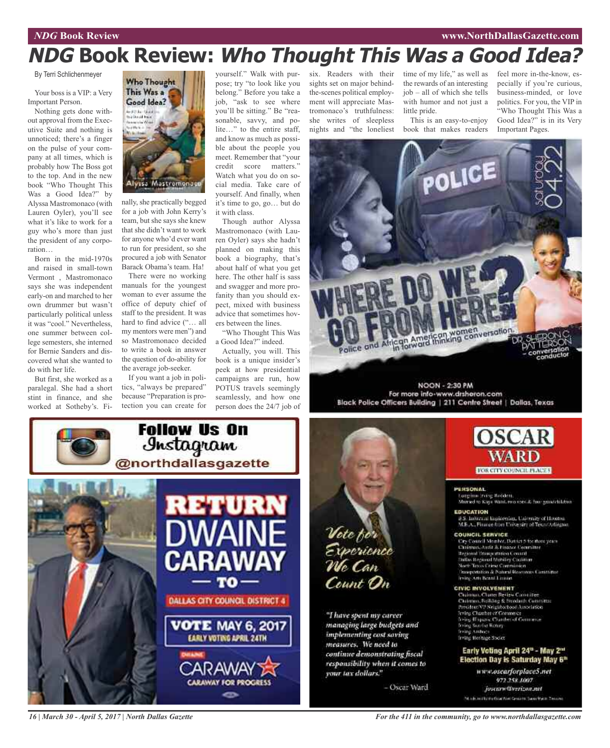# NDG Book Review: *Who Thought This Was a Good Idea?*

By Terri Schlichenmeyer

Your boss is a VIP: a Very Important Person.

Nothing gets done without approval from the Executive Suite and nothing is unnoticed; there's a finger on the pulse of your company at all times, which is probably how The Boss got to the top. And in the new book "Who Thought This Was a Good Idea?" by Alyssa Mastromonaco (with Lauren Oyler), you'll see what it's like to work for a guy who's more than just the president of any corporation…

Born in the mid-1970s and raised in small-town Vermont , Mastromonaco says she was independent early-on and marched to her own drummer but wasn't particularly political unless it was "cool." Nevertheless, one summer between college semesters, she interned for Bernie Sanders and discovered what she wanted to do with her life.

But first, she worked as a paralegal. She had a short stint in finance, and she worked at Sotheby's. Finally, she practically begged for a job with John Kerry's team, but she says she knew that she didn't want to work for anyone who'd ever want to run for president, so she procured a job with Senator Barack Obama's team. Ha!

There were no working manuals for the youngest woman to ever assume the office of deputy chief of staff to the president. It was hard to find advice ("… all my mentors were men") and so Mastromonaco decided to write a book in answer the question of do-ability for the average job-seeker.

If you want a job in politics, "always be prepared" because "Preparation is protection you can create for yourself." Walk with purpose; try "to look like you belong." Before you take a job, "ask to see where you'll be sitting." Be "reasonable, savvy, and polite…" to the entire staff, and know as much as possible about the people you meet. Remember that "your credit score matters." Watch what you do on social media. Take care of yourself. And finally, when it's time to go, go… but do it with class.

Though author Alyssa Mastromonaco (with Lauren Oyler) says she hadn't planned on making this book a biography, that's about half of what you get here. The other half is sass and swagger and more profanity than you should expect, mixed with business advice that sometimes hovers between the lines.

"Who Thought This Was a Good Idea?" indeed.

Actually, you will. This book is a unique insider's peek at how presidential campaigns are run, how POTUS travels seemingly seamlessly, and how one person does the 24/7 job of six. Readers with their sights set on major behind-the-scenes political employment will appreciate Mastromonaco's truthfulness: she writes of sleepless nights and "the loneliest time of my life," as well as the rewards of an interesting job – all of which she tells with humor and not just a little pride.

This is an easy-to-enjoy book that makes readers feel more in-the-know, especially if you're curious, business-minded, or love politics. For you, the VIP in "Who Thought This Was a Good Idea?" is in its Very Important Pages.

---

saturday 04.22

WHERE DO WE GO FROM HERE?

Police and African American women in forward thinking conversation.

DR. SHERON C. PATTERSON – conversation conductor

NOON - 2:30 PM
For more info-www.drsheron.com
Black Police Officers Building | 211 Centre Street | Dallas, Texas

---

Follow Us On Instagram
@northdallasgazette

---

RETURN DWAINE CARAWAY — TO — DALLAS CITY COUNCIL DISTRICT 4

VOTE MAY 6, 2017
EARLY VOTING APRIL 24TH

DWAINE CARAWAY
CARAWAY FOR PROGRESS

---

OSCAR WARD
FOR CITY COUNCIL PLACE 5

Vote for Experience We Can Count On

"I have spent my career managing large budgets and implementing cost saving measures. We need to continue demonstrating fiscal responsibility when it comes to your tax dollars."

– Oscar Ward

PERSONAL
Longtime Irving Resident.
Married to Kaye Ward, two sons & four grandchildren

EDUCATION
B.S. Industrial Engineering, University of Houston
M.B.A., Finance from University of Texas/Arlington

COUNCIL SERVICE
City Council Member, District 5 for three years
Chairman, Audit & Finance Committee
Regional Transportation Council
Dallas Regional Mobility Coalition
North Texas Crime Commission
Transportation & Natural Resources Committee
Irving Arts Board Liaison

CIVIC INVOLVEMENT
Chairman, Charter Review Committee
Chairman, Building & Standards Committee
President/VP Neighborhood Association
Irving Chamber of Commerce
Irving Hispanic Chamber of Commerce
Irving Sunrise Rotary
Irving Antiques
Irving Heritage Society

Early Voting April 24th - May 2nd
Election Day is Saturday May 6th

www.oscarforplace5.net
972.258.1007
joscarw@verizon.net